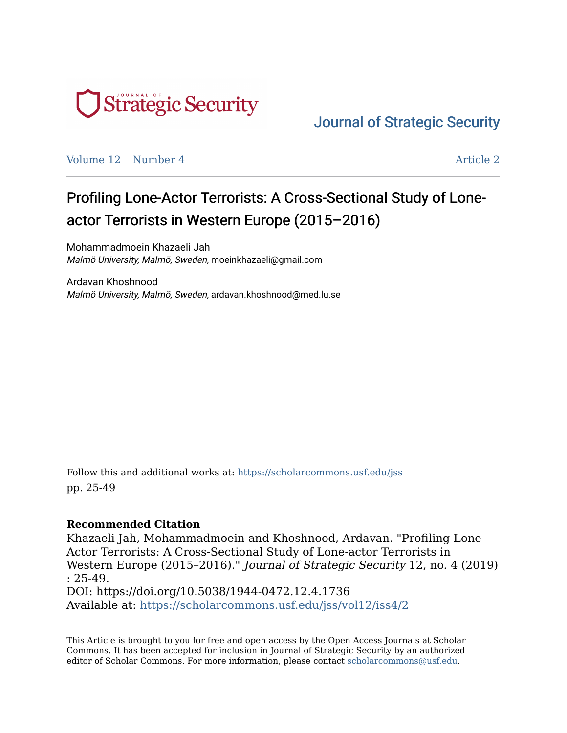Journal of Strategic Security

Volume 12 | Number 4 Article 2

# Profiling Lone-Actor Terrorists: A Cross-Sectional Study of Lone-actor Terrorists in Western Europe (2015–2016)

Mohammadmoein Khazaeli Jah
*Malmö University, Malmö, Sweden*, moeinkhazaeli@gmail.com

Ardavan Khoshnood
*Malmö University, Malmö, Sweden*, ardavan.khoshnood@med.lu.se

Follow this and additional works at: https://scholarcommons.usf.edu/jss
pp. 25-49

**Recommended Citation**
Khazaeli Jah, Mohammadmoein and Khoshnood, Ardavan. "Profiling Lone-Actor Terrorists: A Cross-Sectional Study of Lone-actor Terrorists in Western Europe (2015–2016)." *Journal of Strategic Security* 12, no. 4 (2019) : 25-49.
DOI: https://doi.org/10.5038/1944-0472.12.4.1736
Available at: https://scholarcommons.usf.edu/jss/vol12/iss4/2

This Article is brought to you for free and open access by the Open Access Journals at Scholar Commons. It has been accepted for inclusion in Journal of Strategic Security by an authorized editor of Scholar Commons. For more information, please contact scholarcommons@usf.edu.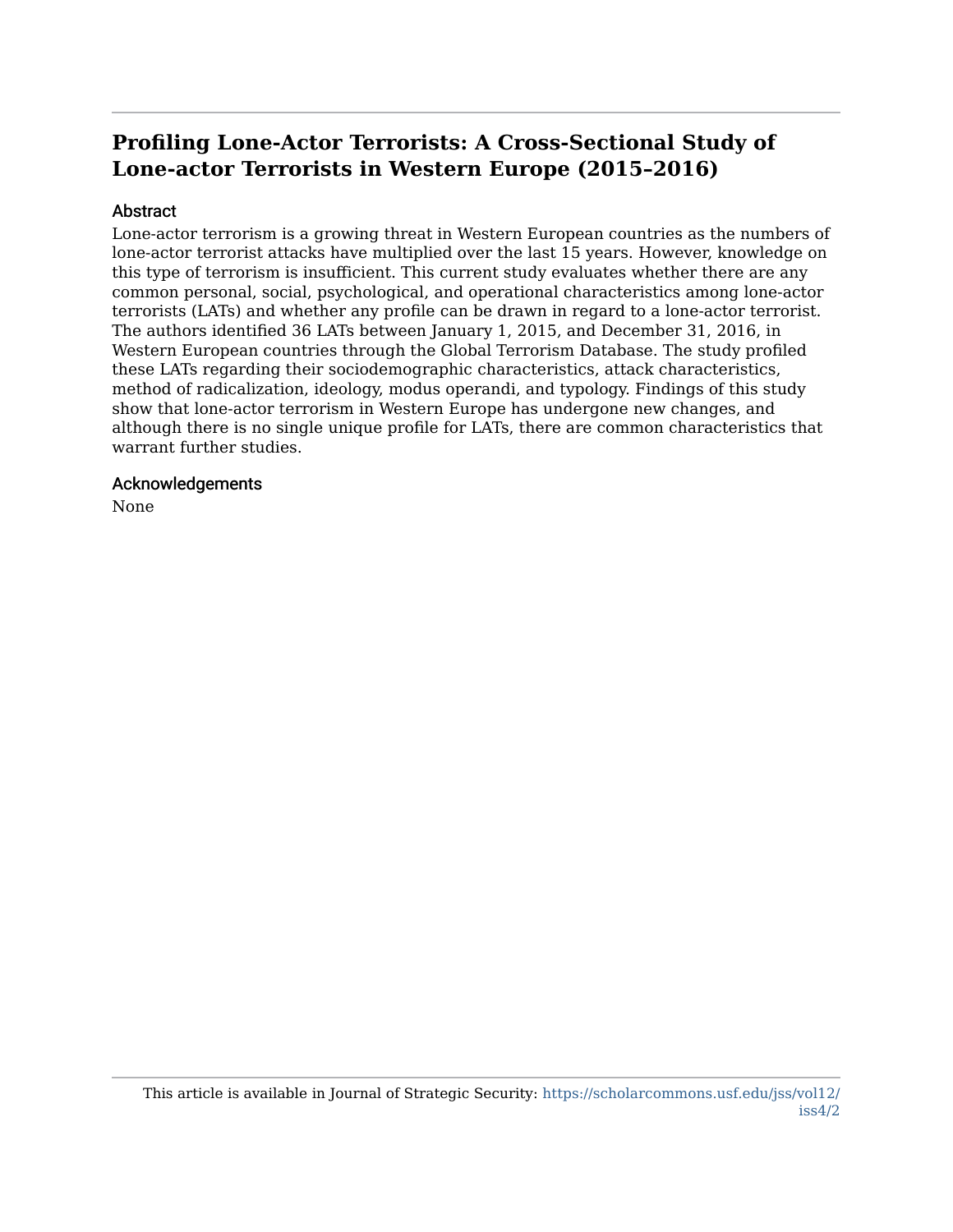# Profiling Lone-Actor Terrorists: A Cross-Sectional Study of Lone-actor Terrorists in Western Europe (2015–2016)

## Abstract

Lone-actor terrorism is a growing threat in Western European countries as the numbers of lone-actor terrorist attacks have multiplied over the last 15 years. However, knowledge on this type of terrorism is insufficient. This current study evaluates whether there are any common personal, social, psychological, and operational characteristics among lone-actor terrorists (LATs) and whether any profile can be drawn in regard to a lone-actor terrorist. The authors identified 36 LATs between January 1, 2015, and December 31, 2016, in Western European countries through the Global Terrorism Database. The study profiled these LATs regarding their sociodemographic characteristics, attack characteristics, method of radicalization, ideology, modus operandi, and typology. Findings of this study show that lone-actor terrorism in Western Europe has undergone new changes, and although there is no single unique profile for LATs, there are common characteristics that warrant further studies.

## Acknowledgements

None

This article is available in Journal of Strategic Security: https://scholarcommons.usf.edu/jss/vol12/iss4/2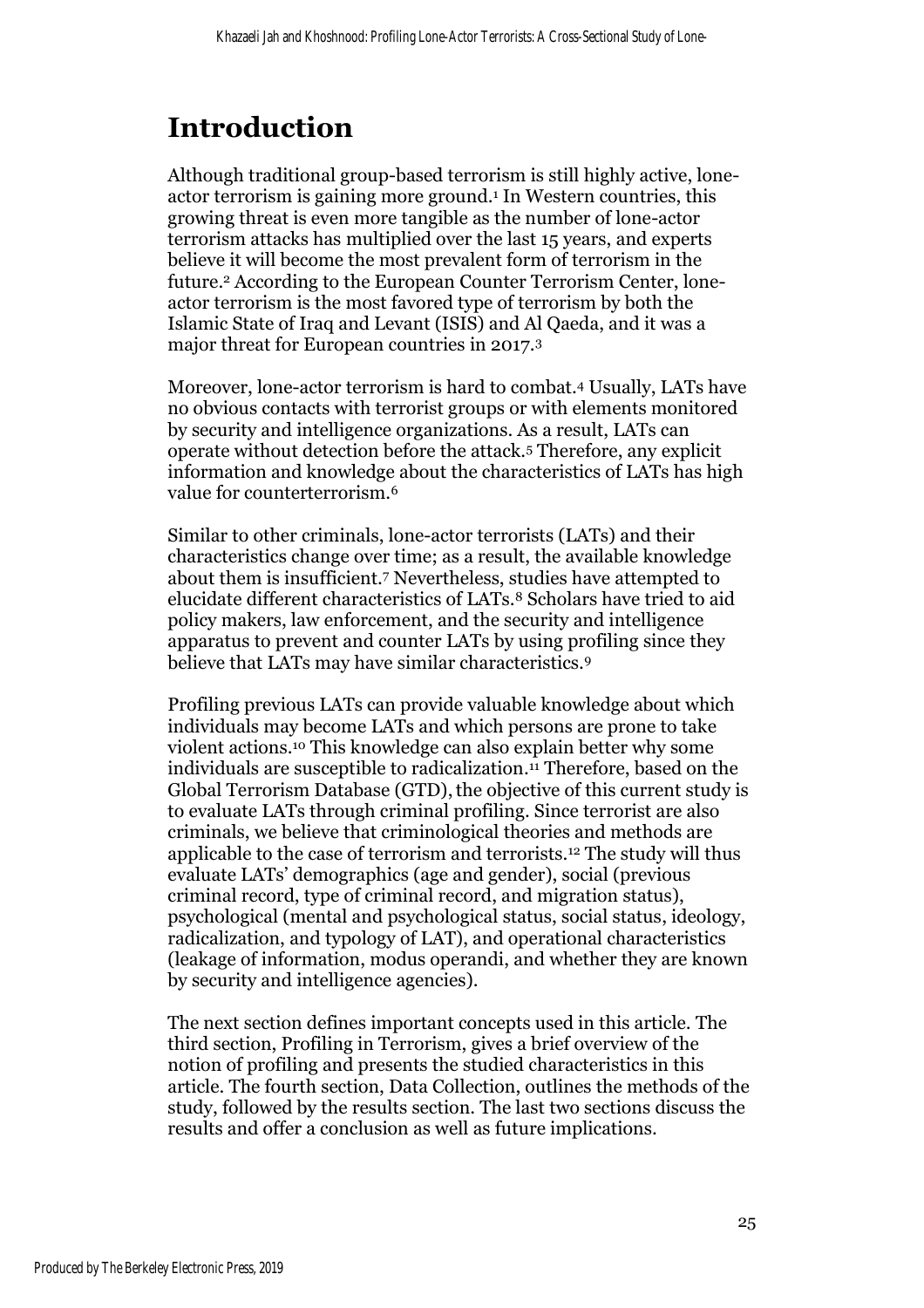# Introduction

Although traditional group-based terrorism is still highly active, lone-actor terrorism is gaining more ground.[1] In Western countries, this growing threat is even more tangible as the number of lone-actor terrorism attacks has multiplied over the last 15 years, and experts believe it will become the most prevalent form of terrorism in the future.[2] According to the European Counter Terrorism Center, lone-actor terrorism is the most favored type of terrorism by both the Islamic State of Iraq and Levant (ISIS) and Al Qaeda, and it was a major threat for European countries in 2017.[3]

Moreover, lone-actor terrorism is hard to combat.[4] Usually, LATs have no obvious contacts with terrorist groups or with elements monitored by security and intelligence organizations. As a result, LATs can operate without detection before the attack.[5] Therefore, any explicit information and knowledge about the characteristics of LATs has high value for counterterrorism.[6]

Similar to other criminals, lone-actor terrorists (LATs) and their characteristics change over time; as a result, the available knowledge about them is insufficient.[7] Nevertheless, studies have attempted to elucidate different characteristics of LATs.[8] Scholars have tried to aid policy makers, law enforcement, and the security and intelligence apparatus to prevent and counter LATs by using profiling since they believe that LATs may have similar characteristics.[9]

Profiling previous LATs can provide valuable knowledge about which individuals may become LATs and which persons are prone to take violent actions.[10] This knowledge can also explain better why some individuals are susceptible to radicalization.[11] Therefore, based on the Global Terrorism Database (GTD), the objective of this current study is to evaluate LATs through criminal profiling. Since terrorist are also criminals, we believe that criminological theories and methods are applicable to the case of terrorism and terrorists.[12] The study will thus evaluate LATs' demographics (age and gender), social (previous criminal record, type of criminal record, and migration status), psychological (mental and psychological status, social status, ideology, radicalization, and typology of LAT), and operational characteristics (leakage of information, modus operandi, and whether they are known by security and intelligence agencies).

The next section defines important concepts used in this article. The third section, Profiling in Terrorism, gives a brief overview of the notion of profiling and presents the studied characteristics in this article. The fourth section, Data Collection, outlines the methods of the study, followed by the results section. The last two sections discuss the results and offer a conclusion as well as future implications.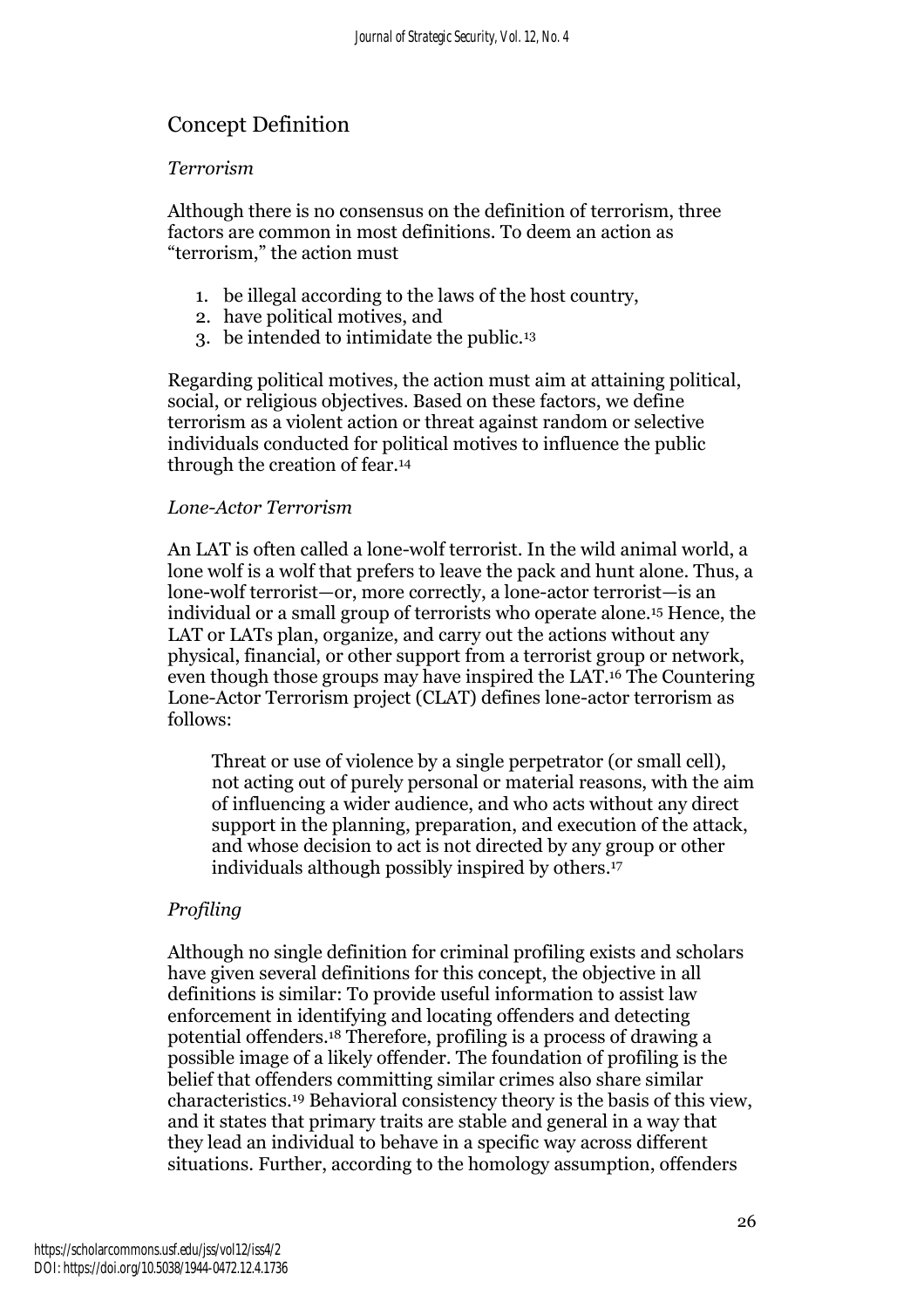## Concept Definition

### *Terrorism*

Although there is no consensus on the definition of terrorism, three factors are common in most definitions. To deem an action as "terrorism," the action must

1. be illegal according to the laws of the host country,
2. have political motives, and
3. be intended to intimidate the public.[13]

Regarding political motives, the action must aim at attaining political, social, or religious objectives. Based on these factors, we define terrorism as a violent action or threat against random or selective individuals conducted for political motives to influence the public through the creation of fear.[14]

### *Lone-Actor Terrorism*

An LAT is often called a lone-wolf terrorist. In the wild animal world, a lone wolf is a wolf that prefers to leave the pack and hunt alone. Thus, a lone-wolf terrorist—or, more correctly, a lone-actor terrorist—is an individual or a small group of terrorists who operate alone.[15] Hence, the LAT or LATs plan, organize, and carry out the actions without any physical, financial, or other support from a terrorist group or network, even though those groups may have inspired the LAT.[16] The Countering Lone-Actor Terrorism project (CLAT) defines lone-actor terrorism as follows:

> Threat or use of violence by a single perpetrator (or small cell), not acting out of purely personal or material reasons, with the aim of influencing a wider audience, and who acts without any direct support in the planning, preparation, and execution of the attack, and whose decision to act is not directed by any group or other individuals although possibly inspired by others.[17]

### *Profiling*

Although no single definition for criminal profiling exists and scholars have given several definitions for this concept, the objective in all definitions is similar: To provide useful information to assist law enforcement in identifying and locating offenders and detecting potential offenders.[18] Therefore, profiling is a process of drawing a possible image of a likely offender. The foundation of profiling is the belief that offenders committing similar crimes also share similar characteristics.[19] Behavioral consistency theory is the basis of this view, and it states that primary traits are stable and general in a way that they lead an individual to behave in a specific way across different situations. Further, according to the homology assumption, offenders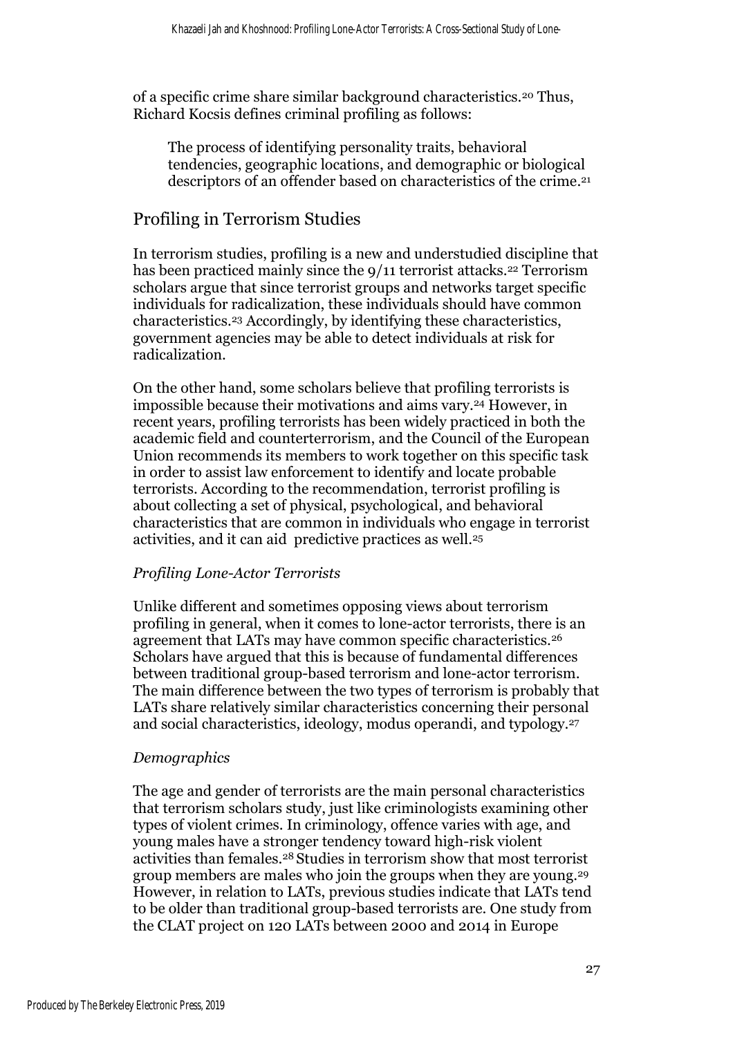of a specific crime share similar background characteristics.[20] Thus, Richard Kocsis defines criminal profiling as follows:

> The process of identifying personality traits, behavioral tendencies, geographic locations, and demographic or biological descriptors of an offender based on characteristics of the crime.[21]

## Profiling in Terrorism Studies

In terrorism studies, profiling is a new and understudied discipline that has been practiced mainly since the 9/11 terrorist attacks.[22] Terrorism scholars argue that since terrorist groups and networks target specific individuals for radicalization, these individuals should have common characteristics.[23] Accordingly, by identifying these characteristics, government agencies may be able to detect individuals at risk for radicalization.

On the other hand, some scholars believe that profiling terrorists is impossible because their motivations and aims vary.[24] However, in recent years, profiling terrorists has been widely practiced in both the academic field and counterterrorism, and the Council of the European Union recommends its members to work together on this specific task in order to assist law enforcement to identify and locate probable terrorists. According to the recommendation, terrorist profiling is about collecting a set of physical, psychological, and behavioral characteristics that are common in individuals who engage in terrorist activities, and it can aid predictive practices as well.[25]

### *Profiling Lone-Actor Terrorists*

Unlike different and sometimes opposing views about terrorism profiling in general, when it comes to lone-actor terrorists, there is an agreement that LATs may have common specific characteristics.[26] Scholars have argued that this is because of fundamental differences between traditional group-based terrorism and lone-actor terrorism. The main difference between the two types of terrorism is probably that LATs share relatively similar characteristics concerning their personal and social characteristics, ideology, modus operandi, and typology.[27]

### *Demographics*

The age and gender of terrorists are the main personal characteristics that terrorism scholars study, just like criminologists examining other types of violent crimes. In criminology, offence varies with age, and young males have a stronger tendency toward high-risk violent activities than females.[28] Studies in terrorism show that most terrorist group members are males who join the groups when they are young.[29] However, in relation to LATs, previous studies indicate that LATs tend to be older than traditional group-based terrorists are. One study from the CLAT project on 120 LATs between 2000 and 2014 in Europe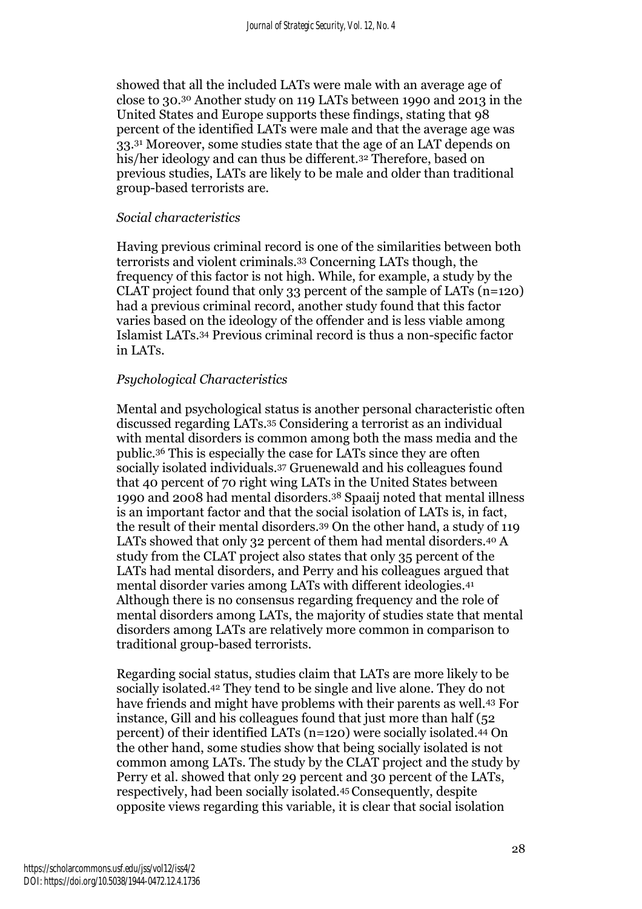showed that all the included LATs were male with an average age of close to 30.[30] Another study on 119 LATs between 1990 and 2013 in the United States and Europe supports these findings, stating that 98 percent of the identified LATs were male and that the average age was 33.[31] Moreover, some studies state that the age of an LAT depends on his/her ideology and can thus be different.[32] Therefore, based on previous studies, LATs are likely to be male and older than traditional group-based terrorists are.

### *Social characteristics*

Having previous criminal record is one of the similarities between both terrorists and violent criminals.[33] Concerning LATs though, the frequency of this factor is not high. While, for example, a study by the CLAT project found that only 33 percent of the sample of LATs (n=120) had a previous criminal record, another study found that this factor varies based on the ideology of the offender and is less viable among Islamist LATs.[34] Previous criminal record is thus a non-specific factor in LATs.

### *Psychological Characteristics*

Mental and psychological status is another personal characteristic often discussed regarding LATs.[35] Considering a terrorist as an individual with mental disorders is common among both the mass media and the public.[36] This is especially the case for LATs since they are often socially isolated individuals.[37] Gruenewald and his colleagues found that 40 percent of 70 right wing LATs in the United States between 1990 and 2008 had mental disorders.[38] Spaaij noted that mental illness is an important factor and that the social isolation of LATs is, in fact, the result of their mental disorders.[39] On the other hand, a study of 119 LATs showed that only 32 percent of them had mental disorders.[40] A study from the CLAT project also states that only 35 percent of the LATs had mental disorders, and Perry and his colleagues argued that mental disorder varies among LATs with different ideologies.[41] Although there is no consensus regarding frequency and the role of mental disorders among LATs, the majority of studies state that mental disorders among LATs are relatively more common in comparison to traditional group-based terrorists.

Regarding social status, studies claim that LATs are more likely to be socially isolated.[42] They tend to be single and live alone. They do not have friends and might have problems with their parents as well.[43] For instance, Gill and his colleagues found that just more than half (52 percent) of their identified LATs (n=120) were socially isolated.[44] On the other hand, some studies show that being socially isolated is not common among LATs. The study by the CLAT project and the study by Perry et al. showed that only 29 percent and 30 percent of the LATs, respectively, had been socially isolated.[45] Consequently, despite opposite views regarding this variable, it is clear that social isolation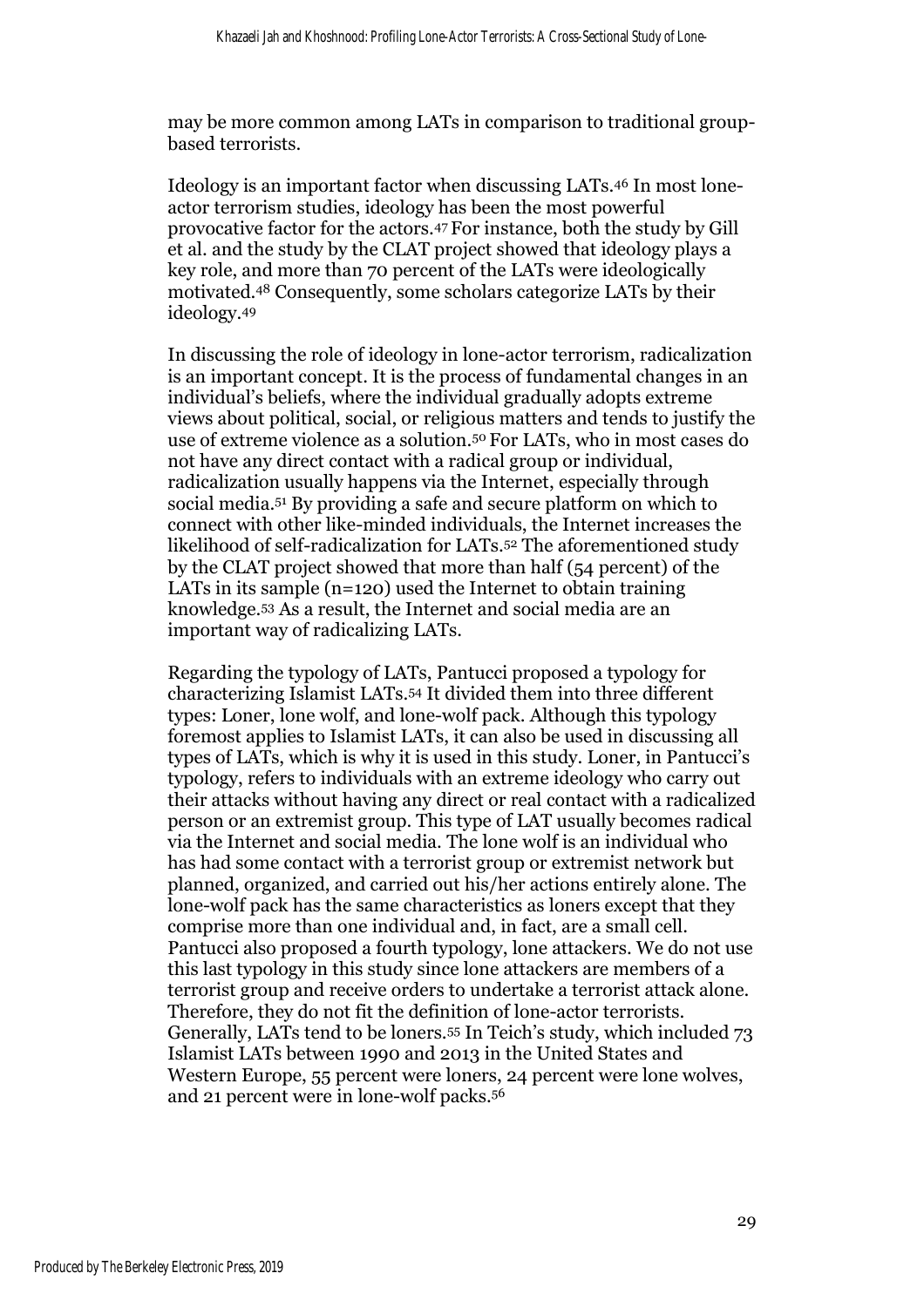may be more common among LATs in comparison to traditional group-based terrorists.

Ideology is an important factor when discussing LATs.[46] In most lone-actor terrorism studies, ideology has been the most powerful provocative factor for the actors.[47] For instance, both the study by Gill et al. and the study by the CLAT project showed that ideology plays a key role, and more than 70 percent of the LATs were ideologically motivated.[48] Consequently, some scholars categorize LATs by their ideology.[49]

In discussing the role of ideology in lone-actor terrorism, radicalization is an important concept. It is the process of fundamental changes in an individual's beliefs, where the individual gradually adopts extreme views about political, social, or religious matters and tends to justify the use of extreme violence as a solution.[50] For LATs, who in most cases do not have any direct contact with a radical group or individual, radicalization usually happens via the Internet, especially through social media.[51] By providing a safe and secure platform on which to connect with other like-minded individuals, the Internet increases the likelihood of self-radicalization for LATs.[52] The aforementioned study by the CLAT project showed that more than half (54 percent) of the LATs in its sample (n=120) used the Internet to obtain training knowledge.[53] As a result, the Internet and social media are an important way of radicalizing LATs.

Regarding the typology of LATs, Pantucci proposed a typology for characterizing Islamist LATs.[54] It divided them into three different types: Loner, lone wolf, and lone-wolf pack. Although this typology foremost applies to Islamist LATs, it can also be used in discussing all types of LATs, which is why it is used in this study. Loner, in Pantucci's typology, refers to individuals with an extreme ideology who carry out their attacks without having any direct or real contact with a radicalized person or an extremist group. This type of LAT usually becomes radical via the Internet and social media. The lone wolf is an individual who has had some contact with a terrorist group or extremist network but planned, organized, and carried out his/her actions entirely alone. The lone-wolf pack has the same characteristics as loners except that they comprise more than one individual and, in fact, are a small cell. Pantucci also proposed a fourth typology, lone attackers. We do not use this last typology in this study since lone attackers are members of a terrorist group and receive orders to undertake a terrorist attack alone. Therefore, they do not fit the definition of lone-actor terrorists. Generally, LATs tend to be loners.[55] In Teich's study, which included 73 Islamist LATs between 1990 and 2013 in the United States and Western Europe, 55 percent were loners, 24 percent were lone wolves, and 21 percent were in lone-wolf packs.[56]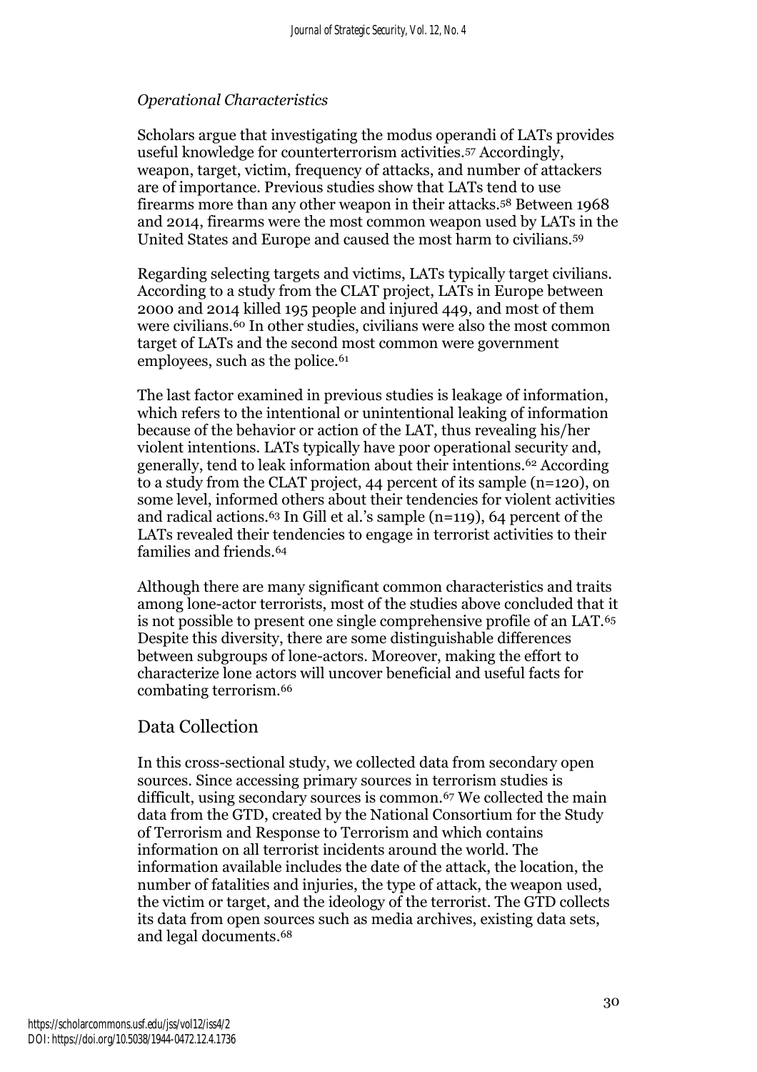### *Operational Characteristics*

Scholars argue that investigating the modus operandi of LATs provides useful knowledge for counterterrorism activities.[57] Accordingly, weapon, target, victim, frequency of attacks, and number of attackers are of importance. Previous studies show that LATs tend to use firearms more than any other weapon in their attacks.[58] Between 1968 and 2014, firearms were the most common weapon used by LATs in the United States and Europe and caused the most harm to civilians.[59]

Regarding selecting targets and victims, LATs typically target civilians. According to a study from the CLAT project, LATs in Europe between 2000 and 2014 killed 195 people and injured 449, and most of them were civilians.[60] In other studies, civilians were also the most common target of LATs and the second most common were government employees, such as the police.[61]

The last factor examined in previous studies is leakage of information, which refers to the intentional or unintentional leaking of information because of the behavior or action of the LAT, thus revealing his/her violent intentions. LATs typically have poor operational security and, generally, tend to leak information about their intentions.[62] According to a study from the CLAT project, 44 percent of its sample (n=120), on some level, informed others about their tendencies for violent activities and radical actions.[63] In Gill et al.'s sample (n=119), 64 percent of the LATs revealed their tendencies to engage in terrorist activities to their families and friends.[64]

Although there are many significant common characteristics and traits among lone-actor terrorists, most of the studies above concluded that it is not possible to present one single comprehensive profile of an LAT.[65] Despite this diversity, there are some distinguishable differences between subgroups of lone-actors. Moreover, making the effort to characterize lone actors will uncover beneficial and useful facts for combating terrorism.[66]

## Data Collection

In this cross-sectional study, we collected data from secondary open sources. Since accessing primary sources in terrorism studies is difficult, using secondary sources is common.[67] We collected the main data from the GTD, created by the National Consortium for the Study of Terrorism and Response to Terrorism and which contains information on all terrorist incidents around the world. The information available includes the date of the attack, the location, the number of fatalities and injuries, the type of attack, the weapon used, the victim or target, and the ideology of the terrorist. The GTD collects its data from open sources such as media archives, existing data sets, and legal documents.[68]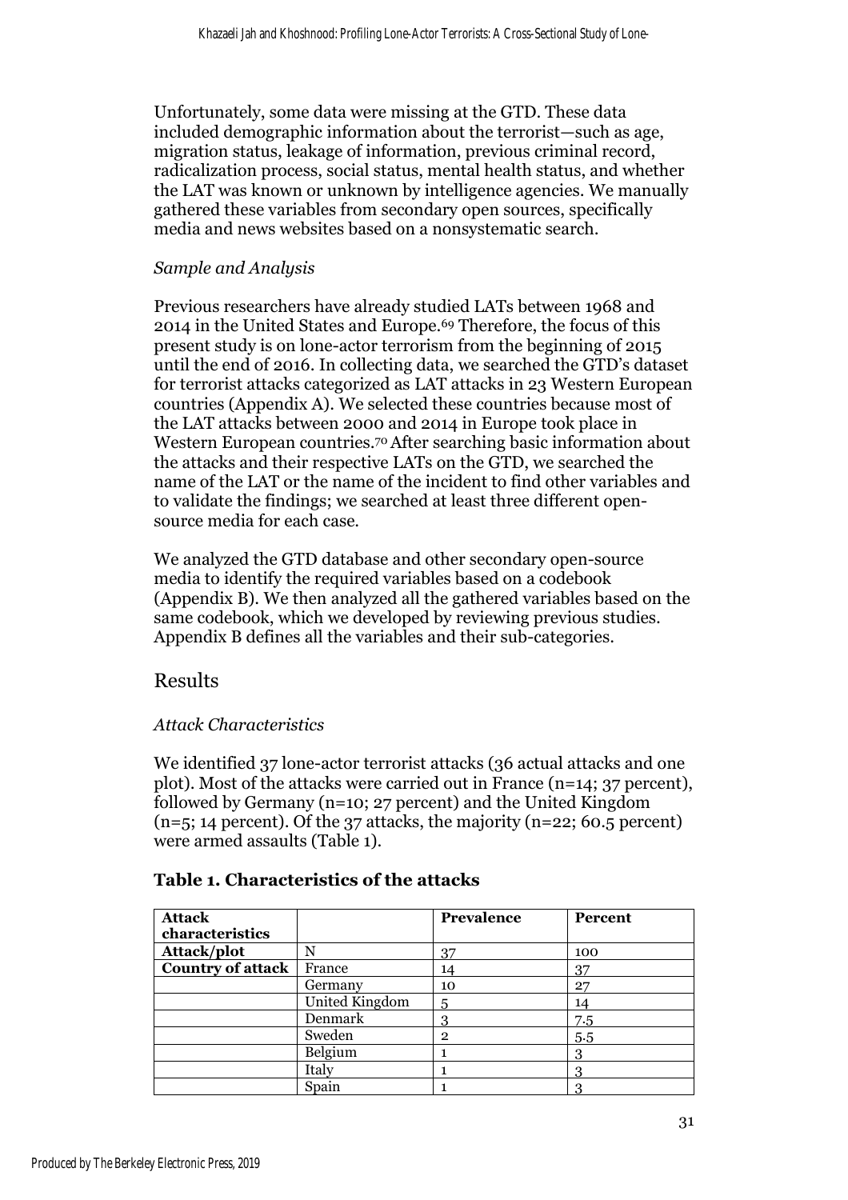Unfortunately, some data were missing at the GTD. These data included demographic information about the terrorist—such as age, migration status, leakage of information, previous criminal record, radicalization process, social status, mental health status, and whether the LAT was known or unknown by intelligence agencies. We manually gathered these variables from secondary open sources, specifically media and news websites based on a nonsystematic search.

### *Sample and Analysis*

Previous researchers have already studied LATs between 1968 and 2014 in the United States and Europe.[69] Therefore, the focus of this present study is on lone-actor terrorism from the beginning of 2015 until the end of 2016. In collecting data, we searched the GTD's dataset for terrorist attacks categorized as LAT attacks in 23 Western European countries (Appendix A). We selected these countries because most of the LAT attacks between 2000 and 2014 in Europe took place in Western European countries.[70] After searching basic information about the attacks and their respective LATs on the GTD, we searched the name of the LAT or the name of the incident to find other variables and to validate the findings; we searched at least three different open-source media for each case.

We analyzed the GTD database and other secondary open-source media to identify the required variables based on a codebook (Appendix B). We then analyzed all the gathered variables based on the same codebook, which we developed by reviewing previous studies. Appendix B defines all the variables and their sub-categories.

## Results

### *Attack Characteristics*

We identified 37 lone-actor terrorist attacks (36 actual attacks and one plot). Most of the attacks were carried out in France (n=14; 37 percent), followed by Germany (n=10; 27 percent) and the United Kingdom (n=5; 14 percent). Of the 37 attacks, the majority (n=22; 60.5 percent) were armed assaults (Table 1).

**Table 1. Characteristics of the attacks**

| **Attack characteristics** | | **Prevalence** | **Percent** |
|---|---|---|---|
| **Attack/plot** | N | 37 | 100 |
| **Country of attack** | France | 14 | 37 |
| | Germany | 10 | 27 |
| | United Kingdom | 5 | 14 |
| | Denmark | 3 | 7.5 |
| | Sweden | 2 | 5.5 |
| | Belgium | 1 | 3 |
| | Italy | 1 | 3 |
| | Spain | 1 | 3 |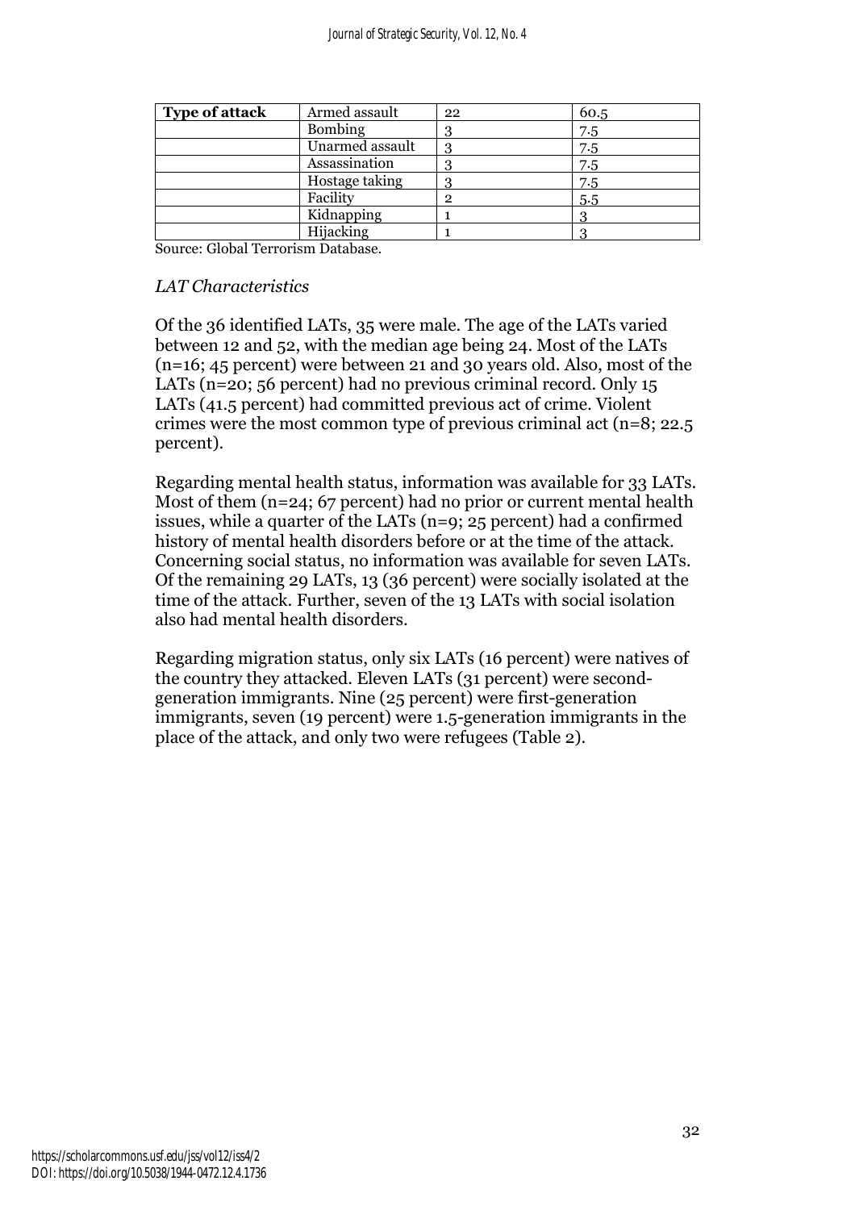| Type of attack | Armed assault | 22 | 60.5 |
|---|---|---|---|
| | Bombing | 3 | 7.5 |
| | Unarmed assault | 3 | 7.5 |
| | Assassination | 3 | 7.5 |
| | Hostage taking | 3 | 7.5 |
| | Facility | 2 | 5.5 |
| | Kidnapping | 1 | 3 |
| | Hijacking | 1 | 3 |

Source: Global Terrorism Database.

*LAT Characteristics*

Of the 36 identified LATs, 35 were male. The age of the LATs varied between 12 and 52, with the median age being 24. Most of the LATs (n=16; 45 percent) were between 21 and 30 years old. Also, most of the LATs (n=20; 56 percent) had no previous criminal record. Only 15 LATs (41.5 percent) had committed previous act of crime. Violent crimes were the most common type of previous criminal act (n=8; 22.5 percent).

Regarding mental health status, information was available for 33 LATs. Most of them (n=24; 67 percent) had no prior or current mental health issues, while a quarter of the LATs (n=9; 25 percent) had a confirmed history of mental health disorders before or at the time of the attack. Concerning social status, no information was available for seven LATs. Of the remaining 29 LATs, 13 (36 percent) were socially isolated at the time of the attack. Further, seven of the 13 LATs with social isolation also had mental health disorders.

Regarding migration status, only six LATs (16 percent) were natives of the country they attacked. Eleven LATs (31 percent) were second-generation immigrants. Nine (25 percent) were first-generation immigrants, seven (19 percent) were 1.5-generation immigrants in the place of the attack, and only two were refugees (Table 2).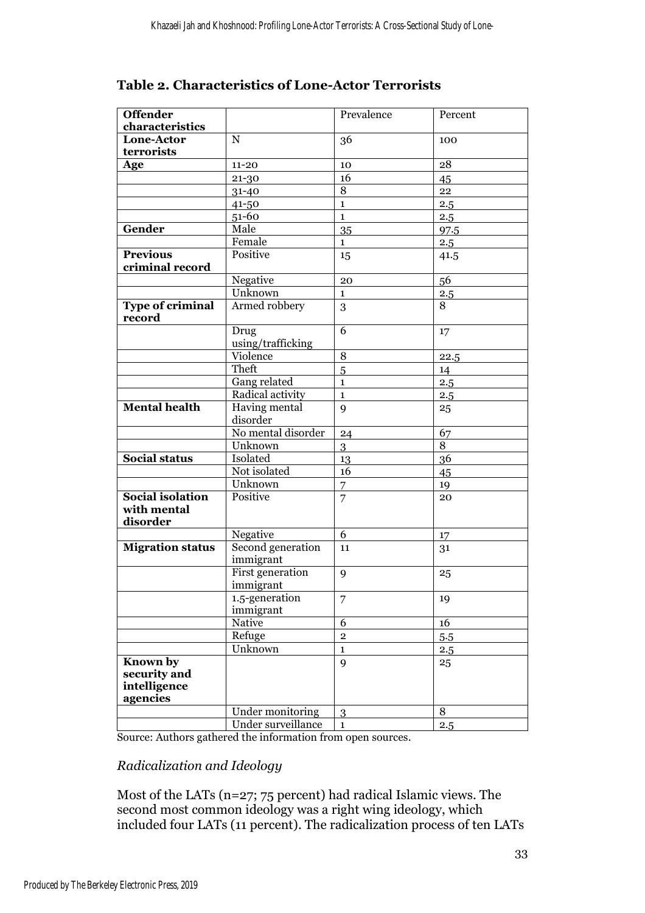### Table 2. Characteristics of Lone-Actor Terrorists

| Offender characteristics | | Prevalence | Percent |
|---|---|---|---|
| **Lone-Actor terrorists** | N | 36 | 100 |
| **Age** | 11-20 | 10 | 28 |
| | 21-30 | 16 | 45 |
| | 31-40 | 8 | 22 |
| | 41-50 | 1 | 2.5 |
| | 51-60 | 1 | 2.5 |
| **Gender** | Male | 35 | 97.5 |
| | Female | 1 | 2.5 |
| **Previous criminal record** | Positive | 15 | 41.5 |
| | Negative | 20 | 56 |
| | Unknown | 1 | 2.5 |
| **Type of criminal record** | Armed robbery | 3 | 8 |
| | Drug using/trafficking | 6 | 17 |
| | Violence | 8 | 22.5 |
| | Theft | 5 | 14 |
| | Gang related | 1 | 2.5 |
| | Radical activity | 1 | 2.5 |
| **Mental health** | Having mental disorder | 9 | 25 |
| | No mental disorder | 24 | 67 |
| | Unknown | 3 | 8 |
| **Social status** | Isolated | 13 | 36 |
| | Not isolated | 16 | 45 |
| | Unknown | 7 | 19 |
| **Social isolation with mental disorder** | Positive | 7 | 20 |
| | Negative | 6 | 17 |
| **Migration status** | Second generation immigrant | 11 | 31 |
| | First generation immigrant | 9 | 25 |
| | 1.5-generation immigrant | 7 | 19 |
| | Native | 6 | 16 |
| | Refuge | 2 | 5.5 |
| | Unknown | 1 | 2.5 |
| **Known by security and intelligence agencies** | | 9 | 25 |
| | Under monitoring | 3 | 8 |
| | Under surveillance | 1 | 2.5 |

Source: Authors gathered the information from open sources.

*Radicalization and Ideology*

Most of the LATs (n=27; 75 percent) had radical Islamic views. The second most common ideology was a right wing ideology, which included four LATs (11 percent). The radicalization process of ten LATs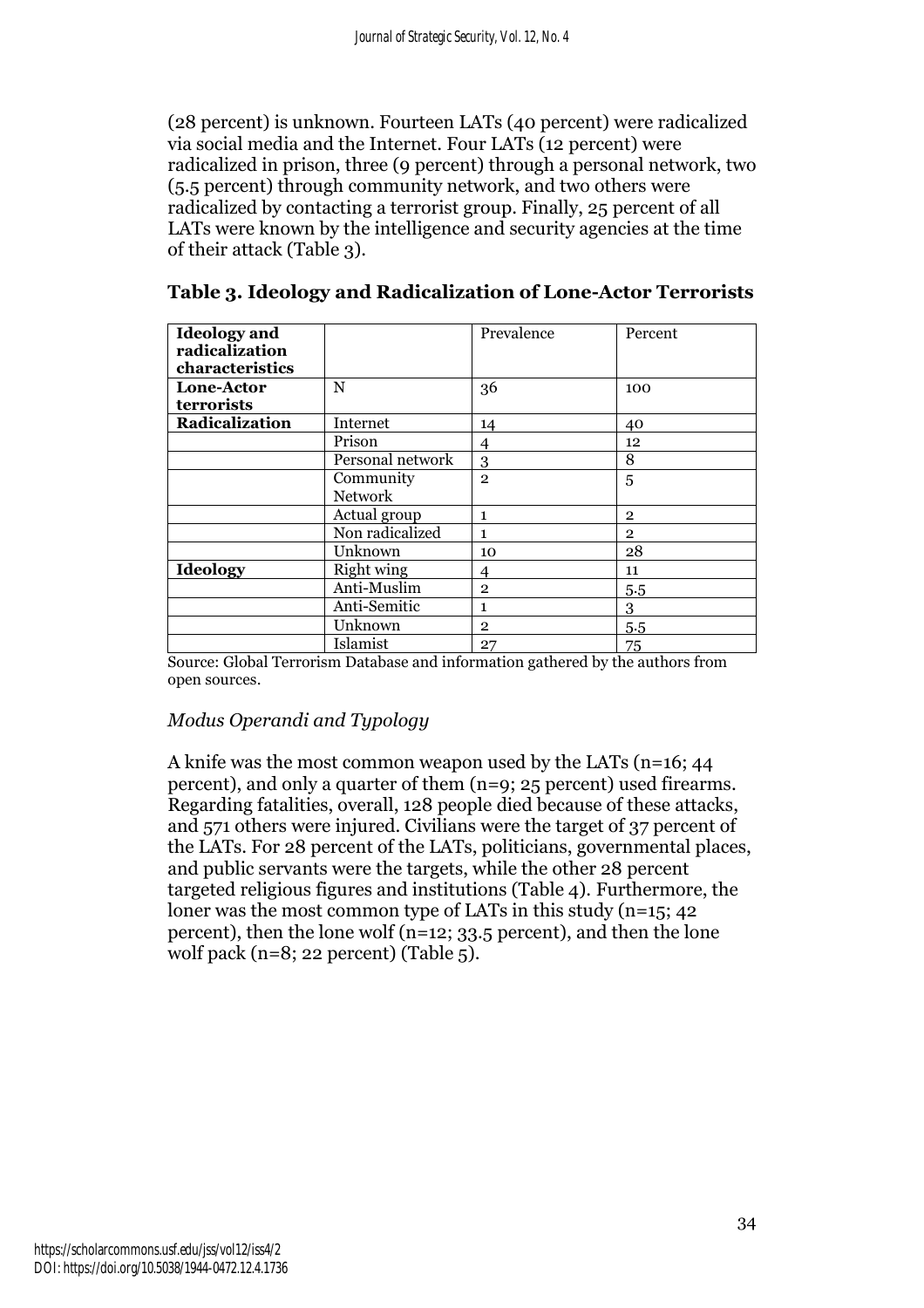(28 percent) is unknown. Fourteen LATs (40 percent) were radicalized via social media and the Internet. Four LATs (12 percent) were radicalized in prison, three (9 percent) through a personal network, two (5.5 percent) through community network, and two others were radicalized by contacting a terrorist group. Finally, 25 percent of all LATs were known by the intelligence and security agencies at the time of their attack (Table 3).

**Table 3. Ideology and Radicalization of Lone-Actor Terrorists**

| **Ideology and radicalization characteristics** | | Prevalence | Percent |
|---|---|---|---|
| **Lone-Actor terrorists** | N | 36 | 100 |
| **Radicalization** | Internet | 14 | 40 |
| | Prison | 4 | 12 |
| | Personal network | 3 | 8 |
| | Community Network | 2 | 5 |
| | Actual group | 1 | 2 |
| | Non radicalized | 1 | 2 |
| | Unknown | 10 | 28 |
| **Ideology** | Right wing | 4 | 11 |
| | Anti-Muslim | 2 | 5.5 |
| | Anti-Semitic | 1 | 3 |
| | Unknown | 2 | 5.5 |
| | Islamist | 27 | 75 |

Source: Global Terrorism Database and information gathered by the authors from open sources.

### *Modus Operandi and Typology*

A knife was the most common weapon used by the LATs (n=16; 44 percent), and only a quarter of them (n=9; 25 percent) used firearms. Regarding fatalities, overall, 128 people died because of these attacks, and 571 others were injured. Civilians were the target of 37 percent of the LATs. For 28 percent of the LATs, politicians, governmental places, and public servants were the targets, while the other 28 percent targeted religious figures and institutions (Table 4). Furthermore, the loner was the most common type of LATs in this study (n=15; 42 percent), then the lone wolf (n=12; 33.5 percent), and then the lone wolf pack (n=8; 22 percent) (Table 5).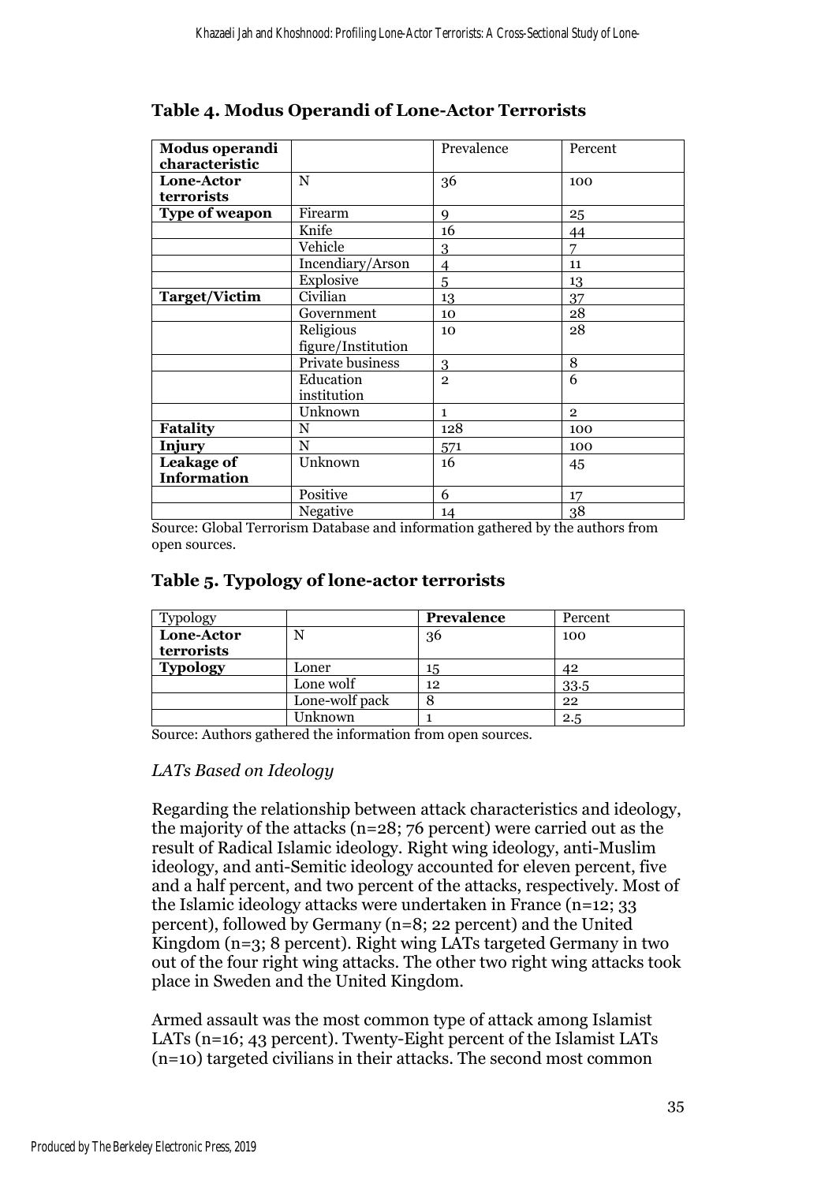### Table 4. Modus Operandi of Lone-Actor Terrorists

| Modus operandi characteristic | | Prevalence | Percent |
|---|---|---|---|
| **Lone-Actor terrorists** | N | 36 | 100 |
| **Type of weapon** | Firearm | 9 | 25 |
| | Knife | 16 | 44 |
| | Vehicle | 3 | 7 |
| | Incendiary/Arson | 4 | 11 |
| | Explosive | 5 | 13 |
| **Target/Victim** | Civilian | 13 | 37 |
| | Government | 10 | 28 |
| | Religious figure/Institution | 10 | 28 |
| | Private business | 3 | 8 |
| | Education institution | 2 | 6 |
| | Unknown | 1 | 2 |
| **Fatality** | N | 128 | 100 |
| **Injury** | N | 571 | 100 |
| **Leakage of Information** | Unknown | 16 | 45 |
| | Positive | 6 | 17 |
| | Negative | 14 | 38 |

Source: Global Terrorism Database and information gathered by the authors from open sources.

### Table 5. Typology of lone-actor terrorists

| Typology | | **Prevalence** | Percent |
|---|---|---|---|
| **Lone-Actor terrorists** | N | 36 | 100 |
| **Typology** | Loner | 15 | 42 |
| | Lone wolf | 12 | 33.5 |
| | Lone-wolf pack | 8 | 22 |
| | Unknown | 1 | 2.5 |

Source: Authors gathered the information from open sources.

*LATs Based on Ideology*

Regarding the relationship between attack characteristics and ideology, the majority of the attacks (n=28; 76 percent) were carried out as the result of Radical Islamic ideology. Right wing ideology, anti-Muslim ideology, and anti-Semitic ideology accounted for eleven percent, five and a half percent, and two percent of the attacks, respectively. Most of the Islamic ideology attacks were undertaken in France (n=12; 33 percent), followed by Germany (n=8; 22 percent) and the United Kingdom (n=3; 8 percent). Right wing LATs targeted Germany in two out of the four right wing attacks. The other two right wing attacks took place in Sweden and the United Kingdom.

Armed assault was the most common type of attack among Islamist LATs (n=16; 43 percent). Twenty-Eight percent of the Islamist LATs (n=10) targeted civilians in their attacks. The second most common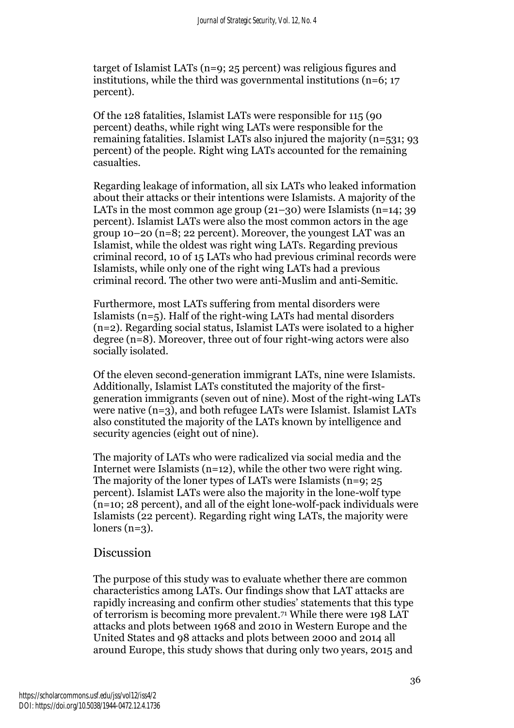target of Islamist LATs (n=9; 25 percent) was religious figures and institutions, while the third was governmental institutions (n=6; 17 percent).

Of the 128 fatalities, Islamist LATs were responsible for 115 (90 percent) deaths, while right wing LATs were responsible for the remaining fatalities. Islamist LATs also injured the majority (n=531; 93 percent) of the people. Right wing LATs accounted for the remaining casualties.

Regarding leakage of information, all six LATs who leaked information about their attacks or their intentions were Islamists. A majority of the LATs in the most common age group (21–30) were Islamists (n=14; 39 percent). Islamist LATs were also the most common actors in the age group 10–20 (n=8; 22 percent). Moreover, the youngest LAT was an Islamist, while the oldest was right wing LATs. Regarding previous criminal record, 10 of 15 LATs who had previous criminal records were Islamists, while only one of the right wing LATs had a previous criminal record. The other two were anti-Muslim and anti-Semitic.

Furthermore, most LATs suffering from mental disorders were Islamists (n=5). Half of the right-wing LATs had mental disorders (n=2). Regarding social status, Islamist LATs were isolated to a higher degree (n=8). Moreover, three out of four right-wing actors were also socially isolated.

Of the eleven second-generation immigrant LATs, nine were Islamists. Additionally, Islamist LATs constituted the majority of the first-generation immigrants (seven out of nine). Most of the right-wing LATs were native (n=3), and both refugee LATs were Islamist. Islamist LATs also constituted the majority of the LATs known by intelligence and security agencies (eight out of nine).

The majority of LATs who were radicalized via social media and the Internet were Islamists (n=12), while the other two were right wing. The majority of the loner types of LATs were Islamists (n=9; 25 percent). Islamist LATs were also the majority in the lone-wolf type (n=10; 28 percent), and all of the eight lone-wolf-pack individuals were Islamists (22 percent). Regarding right wing LATs, the majority were loners (n=3).

## Discussion

The purpose of this study was to evaluate whether there are common characteristics among LATs. Our findings show that LAT attacks are rapidly increasing and confirm other studies' statements that this type of terrorism is becoming more prevalent.[71] While there were 198 LAT attacks and plots between 1968 and 2010 in Western Europe and the United States and 98 attacks and plots between 2000 and 2014 all around Europe, this study shows that during only two years, 2015 and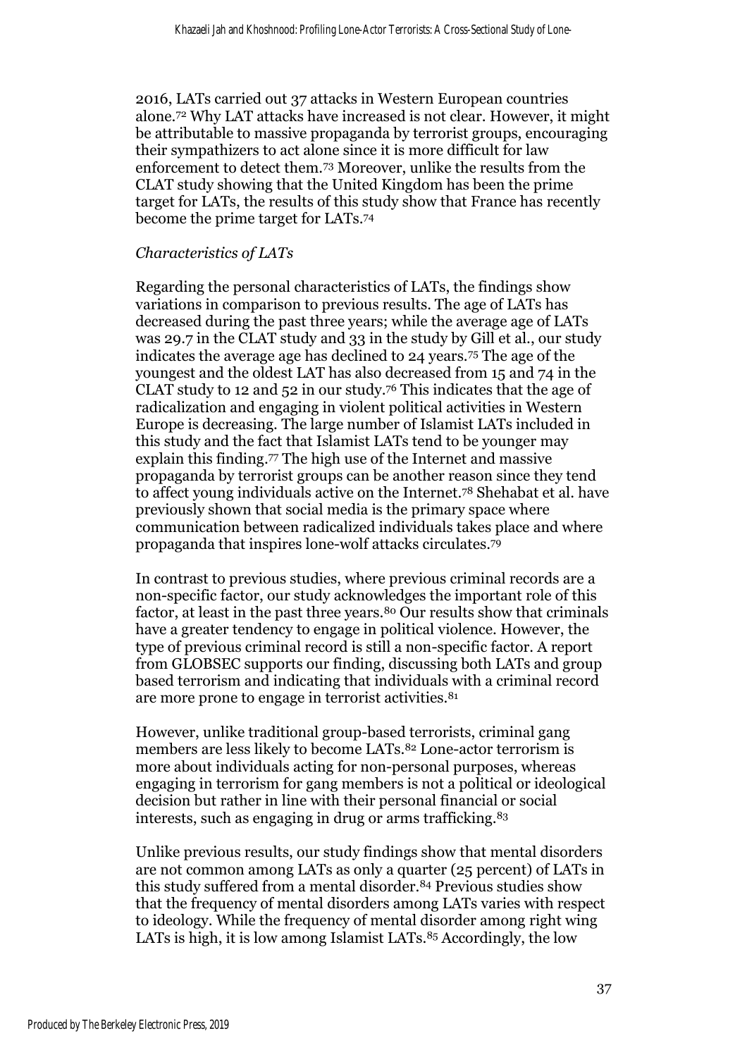2016, LATs carried out 37 attacks in Western European countries alone.[72] Why LAT attacks have increased is not clear. However, it might be attributable to massive propaganda by terrorist groups, encouraging their sympathizers to act alone since it is more difficult for law enforcement to detect them.[73] Moreover, unlike the results from the CLAT study showing that the United Kingdom has been the prime target for LATs, the results of this study show that France has recently become the prime target for LATs.[74]

*Characteristics of LATs*

Regarding the personal characteristics of LATs, the findings show variations in comparison to previous results. The age of LATs has decreased during the past three years; while the average age of LATs was 29.7 in the CLAT study and 33 in the study by Gill et al., our study indicates the average age has declined to 24 years.[75] The age of the youngest and the oldest LAT has also decreased from 15 and 74 in the CLAT study to 12 and 52 in our study.[76] This indicates that the age of radicalization and engaging in violent political activities in Western Europe is decreasing. The large number of Islamist LATs included in this study and the fact that Islamist LATs tend to be younger may explain this finding.[77] The high use of the Internet and massive propaganda by terrorist groups can be another reason since they tend to affect young individuals active on the Internet.[78] Shehabat et al. have previously shown that social media is the primary space where communication between radicalized individuals takes place and where propaganda that inspires lone-wolf attacks circulates.[79]

In contrast to previous studies, where previous criminal records are a non-specific factor, our study acknowledges the important role of this factor, at least in the past three years.[80] Our results show that criminals have a greater tendency to engage in political violence. However, the type of previous criminal record is still a non-specific factor. A report from GLOBSEC supports our finding, discussing both LATs and group based terrorism and indicating that individuals with a criminal record are more prone to engage in terrorist activities.[81]

However, unlike traditional group-based terrorists, criminal gang members are less likely to become LATs.[82] Lone-actor terrorism is more about individuals acting for non-personal purposes, whereas engaging in terrorism for gang members is not a political or ideological decision but rather in line with their personal financial or social interests, such as engaging in drug or arms trafficking.[83]

Unlike previous results, our study findings show that mental disorders are not common among LATs as only a quarter (25 percent) of LATs in this study suffered from a mental disorder.[84] Previous studies show that the frequency of mental disorders among LATs varies with respect to ideology. While the frequency of mental disorder among right wing LATs is high, it is low among Islamist LATs.[85] Accordingly, the low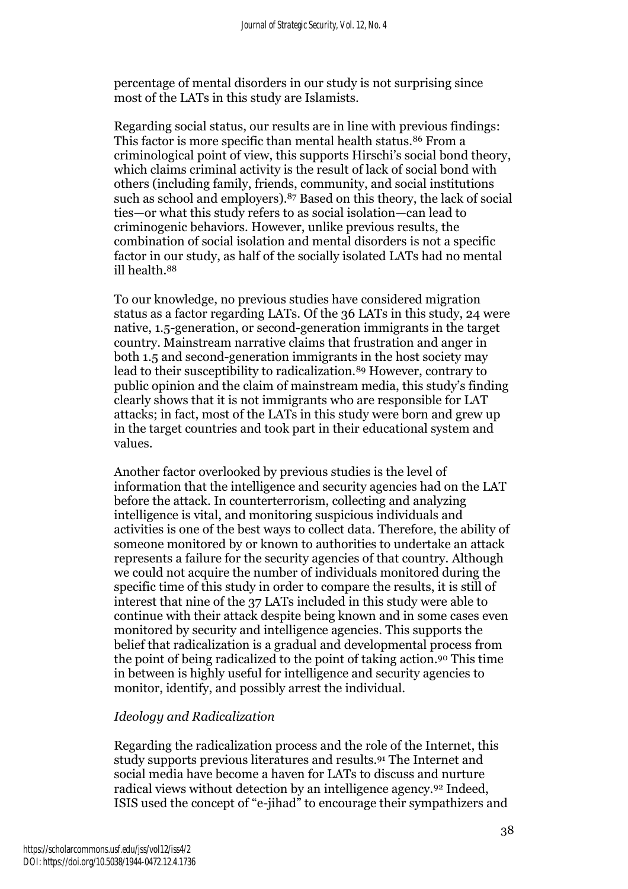percentage of mental disorders in our study is not surprising since most of the LATs in this study are Islamists.

Regarding social status, our results are in line with previous findings: This factor is more specific than mental health status.[86] From a criminological point of view, this supports Hirschi's social bond theory, which claims criminal activity is the result of lack of social bond with others (including family, friends, community, and social institutions such as school and employers).[87] Based on this theory, the lack of social ties—or what this study refers to as social isolation—can lead to criminogenic behaviors. However, unlike previous results, the combination of social isolation and mental disorders is not a specific factor in our study, as half of the socially isolated LATs had no mental ill health.[88]

To our knowledge, no previous studies have considered migration status as a factor regarding LATs. Of the 36 LATs in this study, 24 were native, 1.5-generation, or second-generation immigrants in the target country. Mainstream narrative claims that frustration and anger in both 1.5 and second-generation immigrants in the host society may lead to their susceptibility to radicalization.[89] However, contrary to public opinion and the claim of mainstream media, this study's finding clearly shows that it is not immigrants who are responsible for LAT attacks; in fact, most of the LATs in this study were born and grew up in the target countries and took part in their educational system and values.

Another factor overlooked by previous studies is the level of information that the intelligence and security agencies had on the LAT before the attack. In counterterrorism, collecting and analyzing intelligence is vital, and monitoring suspicious individuals and activities is one of the best ways to collect data. Therefore, the ability of someone monitored by or known to authorities to undertake an attack represents a failure for the security agencies of that country. Although we could not acquire the number of individuals monitored during the specific time of this study in order to compare the results, it is still of interest that nine of the 37 LATs included in this study were able to continue with their attack despite being known and in some cases even monitored by security and intelligence agencies. This supports the belief that radicalization is a gradual and developmental process from the point of being radicalized to the point of taking action.[90] This time in between is highly useful for intelligence and security agencies to monitor, identify, and possibly arrest the individual.

### *Ideology and Radicalization*

Regarding the radicalization process and the role of the Internet, this study supports previous literatures and results.[91] The Internet and social media have become a haven for LATs to discuss and nurture radical views without detection by an intelligence agency.[92] Indeed, ISIS used the concept of "e-jihad" to encourage their sympathizers and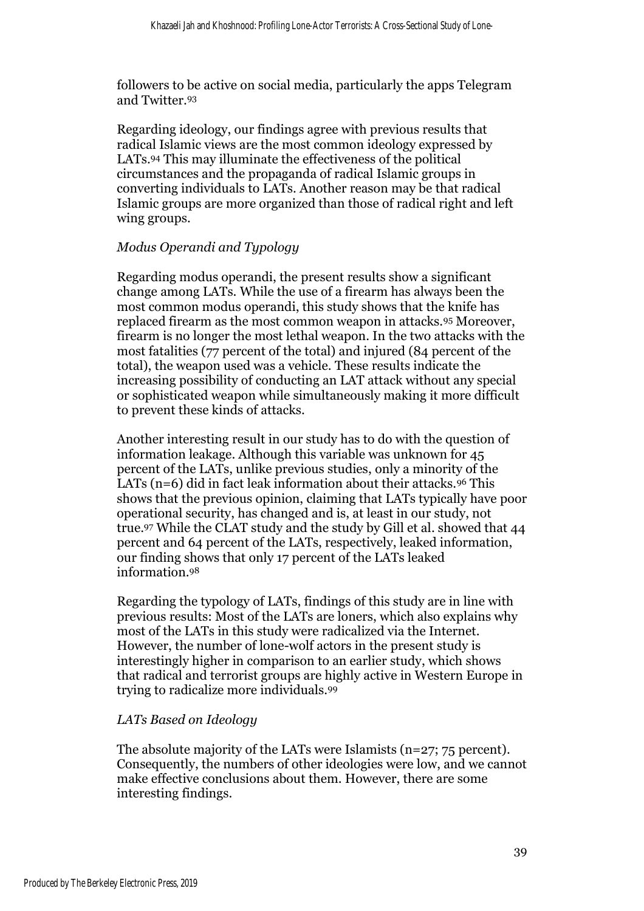followers to be active on social media, particularly the apps Telegram and Twitter.[93]

Regarding ideology, our findings agree with previous results that radical Islamic views are the most common ideology expressed by LATs.[94] This may illuminate the effectiveness of the political circumstances and the propaganda of radical Islamic groups in converting individuals to LATs. Another reason may be that radical Islamic groups are more organized than those of radical right and left wing groups.

### *Modus Operandi and Typology*

Regarding modus operandi, the present results show a significant change among LATs. While the use of a firearm has always been the most common modus operandi, this study shows that the knife has replaced firearm as the most common weapon in attacks.[95] Moreover, firearm is no longer the most lethal weapon. In the two attacks with the most fatalities (77 percent of the total) and injured (84 percent of the total), the weapon used was a vehicle. These results indicate the increasing possibility of conducting an LAT attack without any special or sophisticated weapon while simultaneously making it more difficult to prevent these kinds of attacks.

Another interesting result in our study has to do with the question of information leakage. Although this variable was unknown for 45 percent of the LATs, unlike previous studies, only a minority of the LATs (n=6) did in fact leak information about their attacks.[96] This shows that the previous opinion, claiming that LATs typically have poor operational security, has changed and is, at least in our study, not true.[97] While the CLAT study and the study by Gill et al. showed that 44 percent and 64 percent of the LATs, respectively, leaked information, our finding shows that only 17 percent of the LATs leaked information.[98]

Regarding the typology of LATs, findings of this study are in line with previous results: Most of the LATs are loners, which also explains why most of the LATs in this study were radicalized via the Internet. However, the number of lone-wolf actors in the present study is interestingly higher in comparison to an earlier study, which shows that radical and terrorist groups are highly active in Western Europe in trying to radicalize more individuals.[99]

### *LATs Based on Ideology*

The absolute majority of the LATs were Islamists (n=27; 75 percent). Consequently, the numbers of other ideologies were low, and we cannot make effective conclusions about them. However, there are some interesting findings.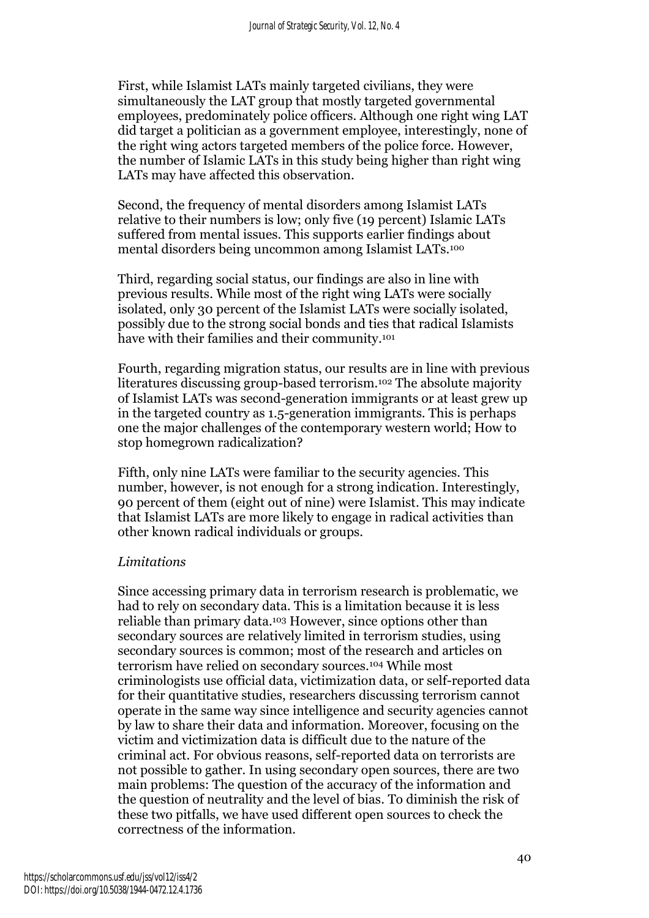First, while Islamist LATs mainly targeted civilians, they were simultaneously the LAT group that mostly targeted governmental employees, predominately police officers. Although one right wing LAT did target a politician as a government employee, interestingly, none of the right wing actors targeted members of the police force. However, the number of Islamic LATs in this study being higher than right wing LATs may have affected this observation.

Second, the frequency of mental disorders among Islamist LATs relative to their numbers is low; only five (19 percent) Islamic LATs suffered from mental issues. This supports earlier findings about mental disorders being uncommon among Islamist LATs.[100]

Third, regarding social status, our findings are also in line with previous results. While most of the right wing LATs were socially isolated, only 30 percent of the Islamist LATs were socially isolated, possibly due to the strong social bonds and ties that radical Islamists have with their families and their community.[101]

Fourth, regarding migration status, our results are in line with previous literatures discussing group-based terrorism.[102] The absolute majority of Islamist LATs was second-generation immigrants or at least grew up in the targeted country as 1.5-generation immigrants. This is perhaps one the major challenges of the contemporary western world; How to stop homegrown radicalization?

Fifth, only nine LATs were familiar to the security agencies. This number, however, is not enough for a strong indication. Interestingly, 90 percent of them (eight out of nine) were Islamist. This may indicate that Islamist LATs are more likely to engage in radical activities than other known radical individuals or groups.

*Limitations*

Since accessing primary data in terrorism research is problematic, we had to rely on secondary data. This is a limitation because it is less reliable than primary data.[103] However, since options other than secondary sources are relatively limited in terrorism studies, using secondary sources is common; most of the research and articles on terrorism have relied on secondary sources.[104] While most criminologists use official data, victimization data, or self-reported data for their quantitative studies, researchers discussing terrorism cannot operate in the same way since intelligence and security agencies cannot by law to share their data and information. Moreover, focusing on the victim and victimization data is difficult due to the nature of the criminal act. For obvious reasons, self-reported data on terrorists are not possible to gather. In using secondary open sources, there are two main problems: The question of the accuracy of the information and the question of neutrality and the level of bias. To diminish the risk of these two pitfalls, we have used different open sources to check the correctness of the information.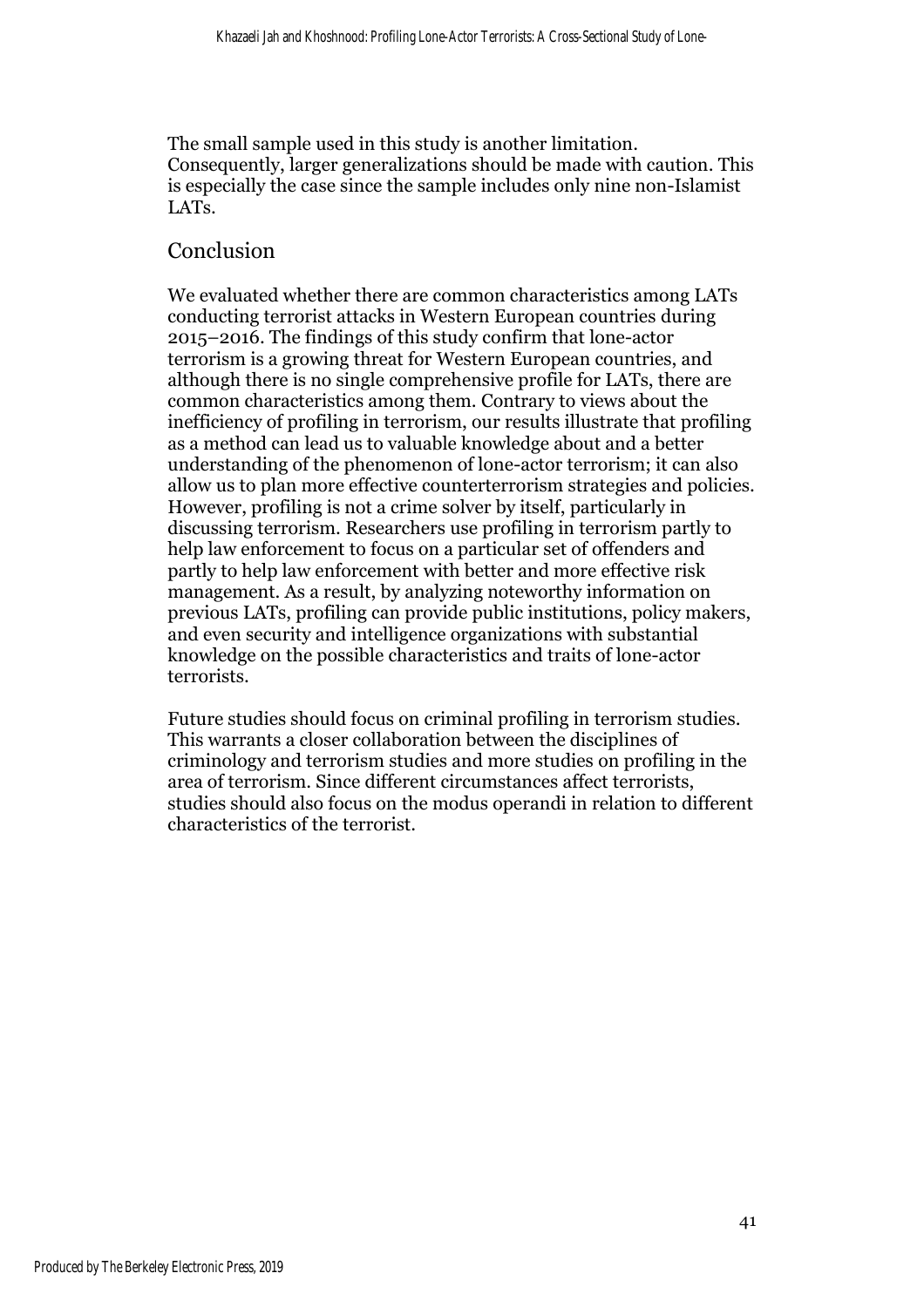The small sample used in this study is another limitation. Consequently, larger generalizations should be made with caution. This is especially the case since the sample includes only nine non-Islamist LATs.

## Conclusion

We evaluated whether there are common characteristics among LATs conducting terrorist attacks in Western European countries during 2015–2016. The findings of this study confirm that lone-actor terrorism is a growing threat for Western European countries, and although there is no single comprehensive profile for LATs, there are common characteristics among them. Contrary to views about the inefficiency of profiling in terrorism, our results illustrate that profiling as a method can lead us to valuable knowledge about and a better understanding of the phenomenon of lone-actor terrorism; it can also allow us to plan more effective counterterrorism strategies and policies. However, profiling is not a crime solver by itself, particularly in discussing terrorism. Researchers use profiling in terrorism partly to help law enforcement to focus on a particular set of offenders and partly to help law enforcement with better and more effective risk management. As a result, by analyzing noteworthy information on previous LATs, profiling can provide public institutions, policy makers, and even security and intelligence organizations with substantial knowledge on the possible characteristics and traits of lone-actor terrorists.

Future studies should focus on criminal profiling in terrorism studies. This warrants a closer collaboration between the disciplines of criminology and terrorism studies and more studies on profiling in the area of terrorism. Since different circumstances affect terrorists, studies should also focus on the modus operandi in relation to different characteristics of the terrorist.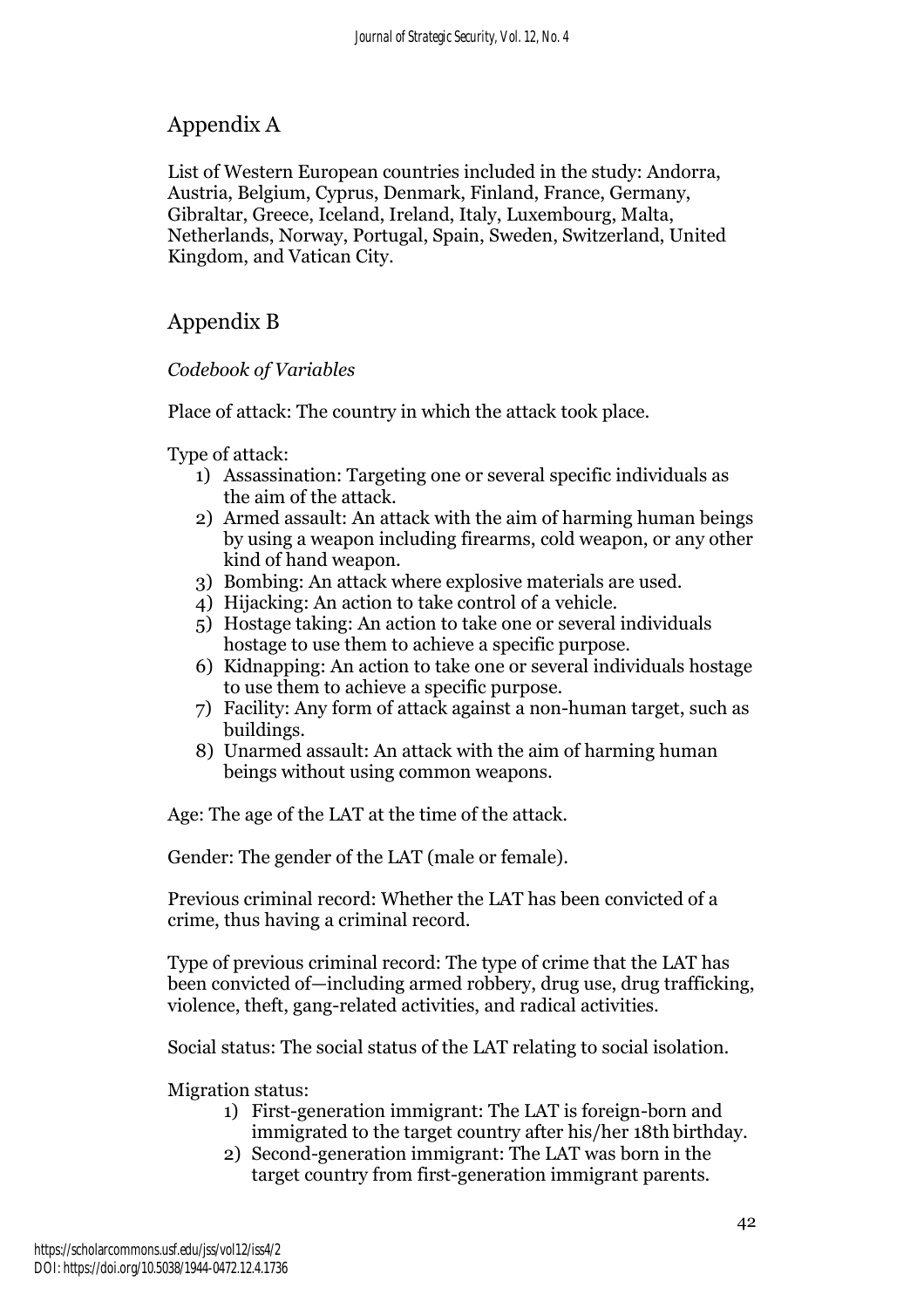## Appendix A

List of Western European countries included in the study: Andorra, Austria, Belgium, Cyprus, Denmark, Finland, France, Germany, Gibraltar, Greece, Iceland, Ireland, Italy, Luxembourg, Malta, Netherlands, Norway, Portugal, Spain, Sweden, Switzerland, United Kingdom, and Vatican City.

## Appendix B

*Codebook of Variables*

Place of attack: The country in which the attack took place.

Type of attack:

1) Assassination: Targeting one or several specific individuals as the aim of the attack.
2) Armed assault: An attack with the aim of harming human beings by using a weapon including firearms, cold weapon, or any other kind of hand weapon.
3) Bombing: An attack where explosive materials are used.
4) Hijacking: An action to take control of a vehicle.
5) Hostage taking: An action to take one or several individuals hostage to use them to achieve a specific purpose.
6) Kidnapping: An action to take one or several individuals hostage to use them to achieve a specific purpose.
7) Facility: Any form of attack against a non-human target, such as buildings.
8) Unarmed assault: An attack with the aim of harming human beings without using common weapons.

Age: The age of the LAT at the time of the attack.

Gender: The gender of the LAT (male or female).

Previous criminal record: Whether the LAT has been convicted of a crime, thus having a criminal record.

Type of previous criminal record: The type of crime that the LAT has been convicted of—including armed robbery, drug use, drug trafficking, violence, theft, gang-related activities, and radical activities.

Social status: The social status of the LAT relating to social isolation.

Migration status:

1) First-generation immigrant: The LAT is foreign-born and immigrated to the target country after his/her 18th birthday.
2) Second-generation immigrant: The LAT was born in the target country from first-generation immigrant parents.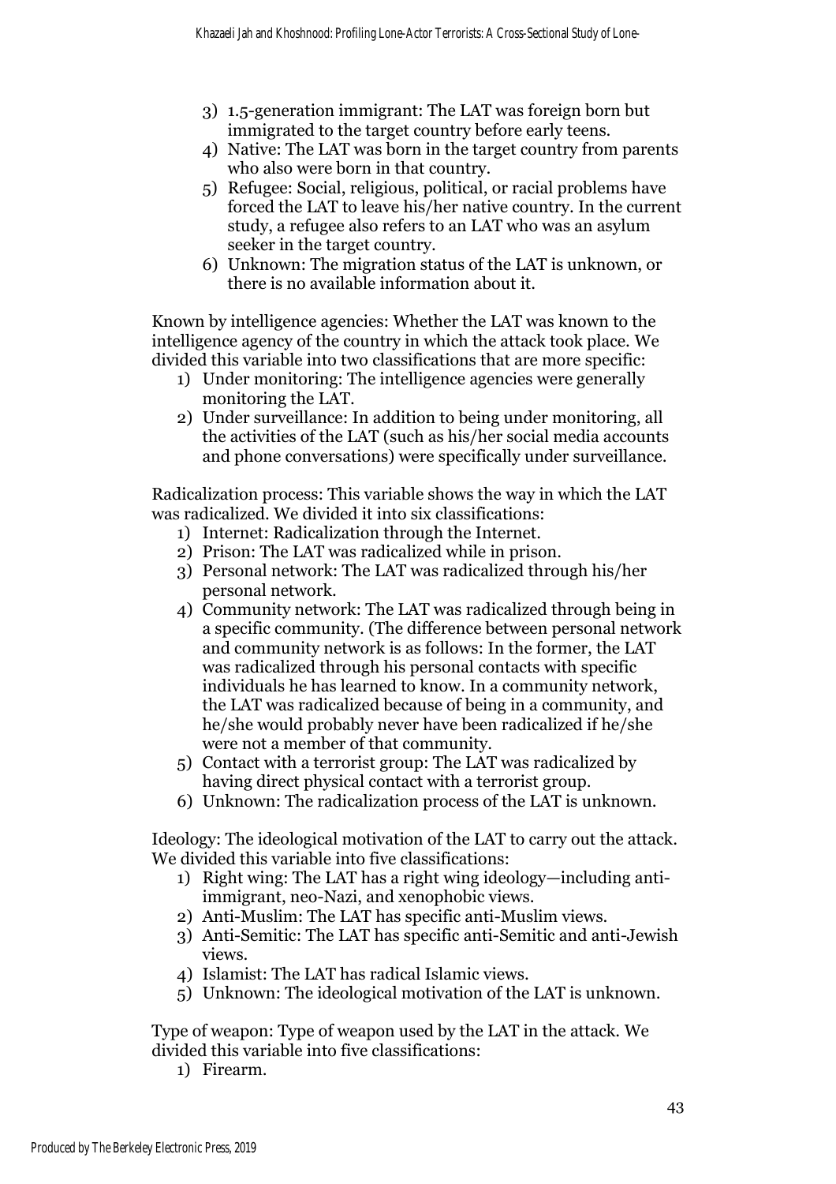3) 1.5-generation immigrant: The LAT was foreign born but immigrated to the target country before early teens.
4) Native: The LAT was born in the target country from parents who also were born in that country.
5) Refugee: Social, religious, political, or racial problems have forced the LAT to leave his/her native country. In the current study, a refugee also refers to an LAT who was an asylum seeker in the target country.
6) Unknown: The migration status of the LAT is unknown, or there is no available information about it.

Known by intelligence agencies: Whether the LAT was known to the intelligence agency of the country in which the attack took place. We divided this variable into two classifications that are more specific:

1) Under monitoring: The intelligence agencies were generally monitoring the LAT.
2) Under surveillance: In addition to being under monitoring, all the activities of the LAT (such as his/her social media accounts and phone conversations) were specifically under surveillance.

Radicalization process: This variable shows the way in which the LAT was radicalized. We divided it into six classifications:

1) Internet: Radicalization through the Internet.
2) Prison: The LAT was radicalized while in prison.
3) Personal network: The LAT was radicalized through his/her personal network.
4) Community network: The LAT was radicalized through being in a specific community. (The difference between personal network and community network is as follows: In the former, the LAT was radicalized through his personal contacts with specific individuals he has learned to know. In a community network, the LAT was radicalized because of being in a community, and he/she would probably never have been radicalized if he/she were not a member of that community.
5) Contact with a terrorist group: The LAT was radicalized by having direct physical contact with a terrorist group.
6) Unknown: The radicalization process of the LAT is unknown.

Ideology: The ideological motivation of the LAT to carry out the attack. We divided this variable into five classifications:

1) Right wing: The LAT has a right wing ideology—including anti-immigrant, neo-Nazi, and xenophobic views.
2) Anti-Muslim: The LAT has specific anti-Muslim views.
3) Anti-Semitic: The LAT has specific anti-Semitic and anti-Jewish views.
4) Islamist: The LAT has radical Islamic views.
5) Unknown: The ideological motivation of the LAT is unknown.

Type of weapon: Type of weapon used by the LAT in the attack. We divided this variable into five classifications:

1) Firearm.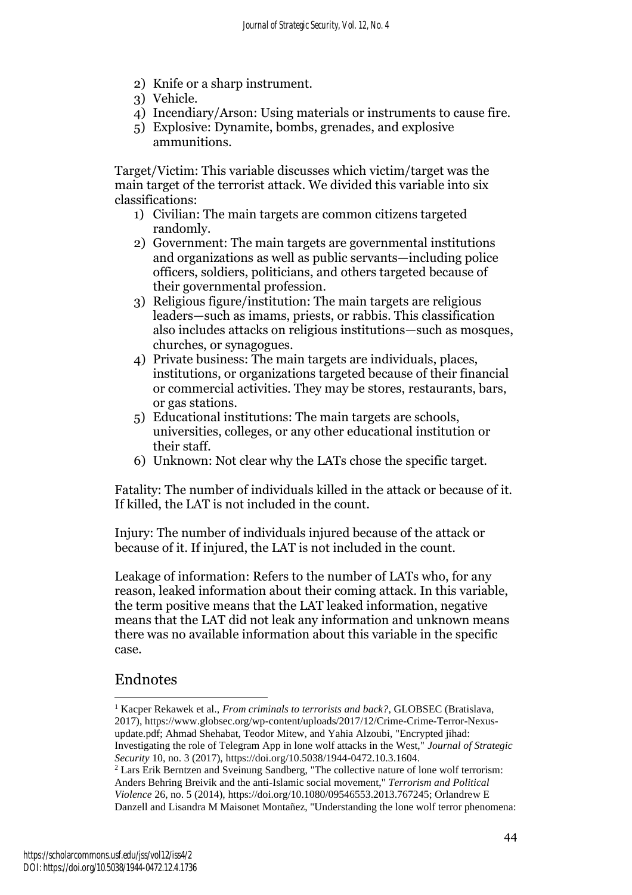2) Knife or a sharp instrument.
3) Vehicle.
4) Incendiary/Arson: Using materials or instruments to cause fire.
5) Explosive: Dynamite, bombs, grenades, and explosive ammunitions.

Target/Victim: This variable discusses which victim/target was the main target of the terrorist attack. We divided this variable into six classifications:

1) Civilian: The main targets are common citizens targeted randomly.
2) Government: The main targets are governmental institutions and organizations as well as public servants—including police officers, soldiers, politicians, and others targeted because of their governmental profession.
3) Religious figure/institution: The main targets are religious leaders—such as imams, priests, or rabbis. This classification also includes attacks on religious institutions—such as mosques, churches, or synagogues.
4) Private business: The main targets are individuals, places, institutions, or organizations targeted because of their financial or commercial activities. They may be stores, restaurants, bars, or gas stations.
5) Educational institutions: The main targets are schools, universities, colleges, or any other educational institution or their staff.
6) Unknown: Not clear why the LATs chose the specific target.

Fatality: The number of individuals killed in the attack or because of it. If killed, the LAT is not included in the count.

Injury: The number of individuals injured because of the attack or because of it. If injured, the LAT is not included in the count.

Leakage of information: Refers to the number of LATs who, for any reason, leaked information about their coming attack. In this variable, the term positive means that the LAT leaked information, negative means that the LAT did not leak any information and unknown means there was no available information about this variable in the specific case.

## Endnotes

[1] Kacper Rekawek et al., *From criminals to terrorists and back?*, GLOBSEC (Bratislava, 2017), https://www.globsec.org/wp-content/uploads/2017/12/Crime-Crime-Terror-Nexus-update.pdf; Ahmad Shehabat, Teodor Mitew, and Yahia Alzoubi, "Encrypted jihad: Investigating the role of Telegram App in lone wolf attacks in the West," *Journal of Strategic Security* 10, no. 3 (2017), https://doi.org/10.5038/1944-0472.10.3.1604.

[2] Lars Erik Berntzen and Sveinung Sandberg, "The collective nature of lone wolf terrorism: Anders Behring Breivik and the anti-Islamic social movement," *Terrorism and Political Violence* 26, no. 5 (2014), https://doi.org/10.1080/09546553.2013.767245; Orlandrew E Danzell and Lisandra M Maisonet Montañez, "Understanding the lone wolf terror phenomena: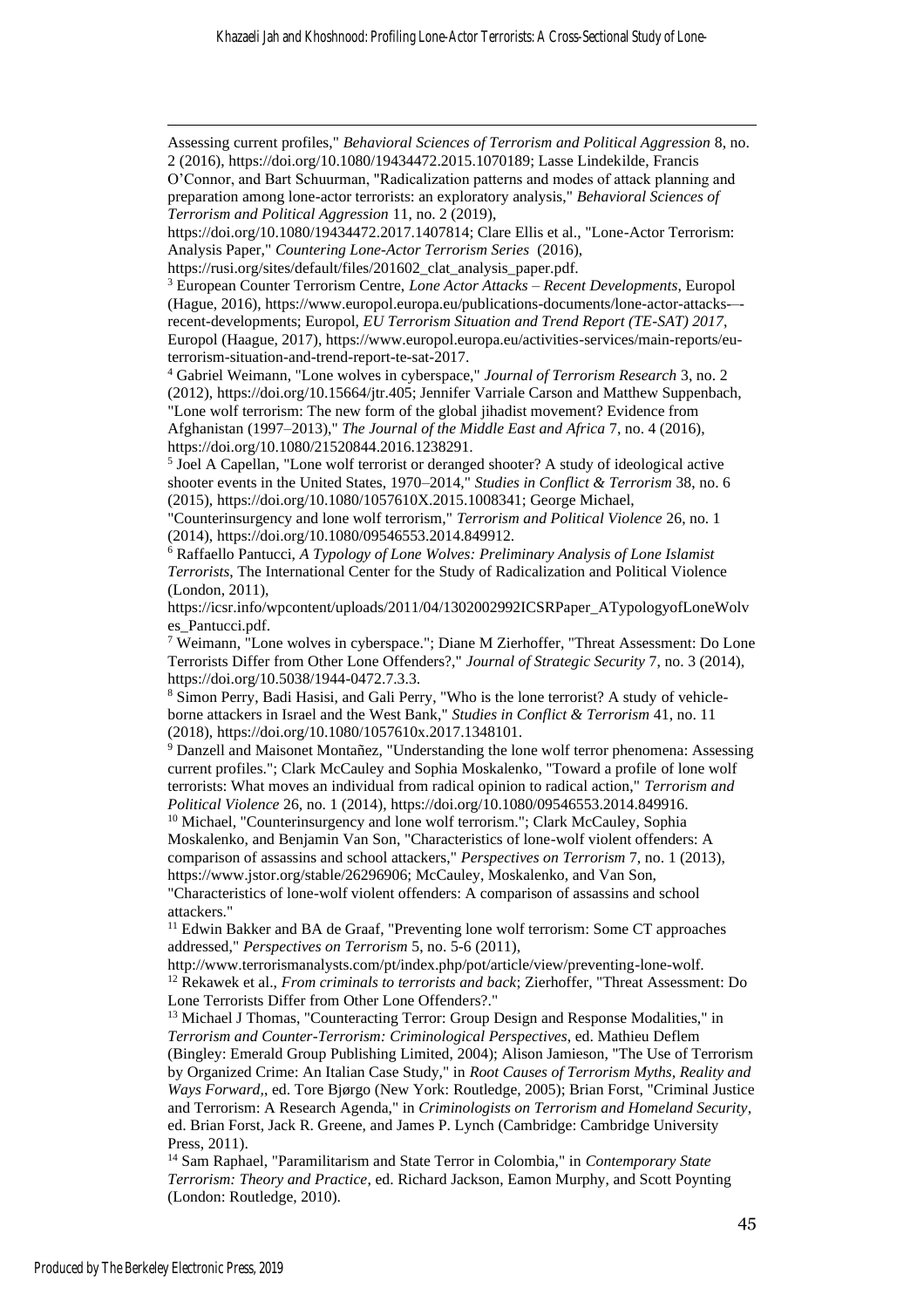Assessing current profiles," *Behavioral Sciences of Terrorism and Political Aggression* 8, no. 2 (2016), https://doi.org/10.1080/19434472.2015.1070189; Lasse Lindekilde, Francis O'Connor, and Bart Schuurman, "Radicalization patterns and modes of attack planning and preparation among lone-actor terrorists: an exploratory analysis," *Behavioral Sciences of Terrorism and Political Aggression* 11, no. 2 (2019), https://doi.org/10.1080/19434472.2017.1407814; Clare Ellis et al., "Lone-Actor Terrorism: Analysis Paper," *Countering Lone-Actor Terrorism Series* (2016), https://rusi.org/sites/default/files/201602_clat_analysis_paper.pdf.

[3] European Counter Terrorism Centre, *Lone Actor Attacks – Recent Developments*, Europol (Hague, 2016), https://www.europol.europa.eu/publications-documents/lone-actor-attacks-–-recent-developments; Europol, *EU Terrorism Situation and Trend Report (TE-SAT) 2017*, Europol (Haague, 2017), https://www.europol.europa.eu/activities-services/main-reports/eu-terrorism-situation-and-trend-report-te-sat-2017.

[4] Gabriel Weimann, "Lone wolves in cyberspace," *Journal of Terrorism Research* 3, no. 2 (2012), https://doi.org/10.15664/jtr.405; Jennifer Varriale Carson and Matthew Suppenbach, "Lone wolf terrorism: The new form of the global jihadist movement? Evidence from Afghanistan (1997–2013)," *The Journal of the Middle East and Africa* 7, no. 4 (2016), https://doi.org/10.1080/21520844.2016.1238291.

[5] Joel A Capellan, "Lone wolf terrorist or deranged shooter? A study of ideological active shooter events in the United States, 1970–2014," *Studies in Conflict & Terrorism* 38, no. 6 (2015), https://doi.org/10.1080/1057610X.2015.1008341; George Michael, "Counterinsurgency and lone wolf terrorism," *Terrorism and Political Violence* 26, no. 1 (2014), https://doi.org/10.1080/09546553.2014.849912.

[6] Raffaello Pantucci, *A Typology of Lone Wolves: Preliminary Analysis of Lone Islamist Terrorists*, The International Center for the Study of Radicalization and Political Violence (London, 2011), https://icsr.info/wpcontent/uploads/2011/04/1302002992ICSRPaper_ATypologyofLoneWolves_Pantucci.pdf.

[7] Weimann, "Lone wolves in cyberspace."; Diane M Zierhoffer, "Threat Assessment: Do Lone Terrorists Differ from Other Lone Offenders?," *Journal of Strategic Security* 7, no. 3 (2014), https://doi.org/10.5038/1944-0472.7.3.3.

[8] Simon Perry, Badi Hasisi, and Gali Perry, "Who is the lone terrorist? A study of vehicle-borne attackers in Israel and the West Bank," *Studies in Conflict & Terrorism* 41, no. 11 (2018), https://doi.org/10.1080/1057610x.2017.1348101.

[9] Danzell and Maisonet Montañez, "Understanding the lone wolf terror phenomena: Assessing current profiles."; Clark McCauley and Sophia Moskalenko, "Toward a profile of lone wolf terrorists: What moves an individual from radical opinion to radical action," *Terrorism and Political Violence* 26, no. 1 (2014), https://doi.org/10.1080/09546553.2014.849916.

[10] Michael, "Counterinsurgency and lone wolf terrorism."; Clark McCauley, Sophia Moskalenko, and Benjamin Van Son, "Characteristics of lone-wolf violent offenders: A comparison of assassins and school attackers," *Perspectives on Terrorism* 7, no. 1 (2013), https://www.jstor.org/stable/26296906; McCauley, Moskalenko, and Van Son, "Characteristics of lone-wolf violent offenders: A comparison of assassins and school attackers."

[11] Edwin Bakker and BA de Graaf, "Preventing lone wolf terrorism: Some CT approaches addressed," *Perspectives on Terrorism* 5, no. 5-6 (2011), http://www.terrorismanalysts.com/pt/index.php/pot/article/view/preventing-lone-wolf.

[12] Rekawek et al., *From criminals to terrorists and back*; Zierhoffer, "Threat Assessment: Do Lone Terrorists Differ from Other Lone Offenders?."

[13] Michael J Thomas, "Counteracting Terror: Group Design and Response Modalities," in *Terrorism and Counter-Terrorism: Criminological Perspectives*, ed. Mathieu Deflem (Bingley: Emerald Group Publishing Limited, 2004); Alison Jamieson, "The Use of Terrorism by Organized Crime: An Italian Case Study," in *Root Causes of Terrorism Myths, Reality and Ways Forward,*, ed. Tore Bjørgo (New York: Routledge, 2005); Brian Forst, "Criminal Justice and Terrorism: A Research Agenda," in *Criminologists on Terrorism and Homeland Security*, ed. Brian Forst, Jack R. Greene, and James P. Lynch (Cambridge: Cambridge University Press, 2011).

[14] Sam Raphael, "Paramilitarism and State Terror in Colombia," in *Contemporary State Terrorism: Theory and Practice*, ed. Richard Jackson, Eamon Murphy, and Scott Poynting (London: Routledge, 2010).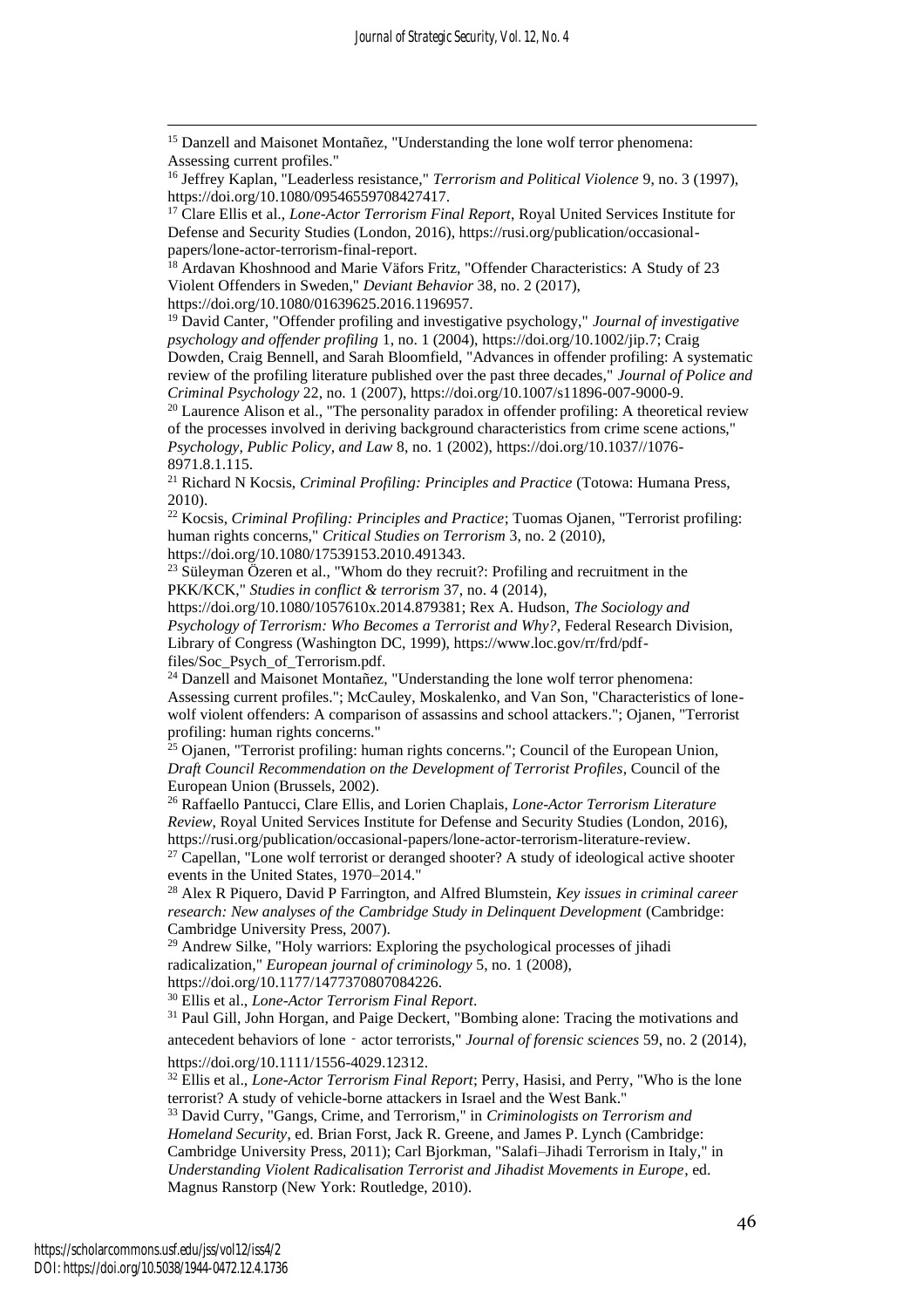[15] Danzell and Maisonet Montañez, "Understanding the lone wolf terror phenomena: Assessing current profiles."

[16] Jeffrey Kaplan, "Leaderless resistance," *Terrorism and Political Violence* 9, no. 3 (1997), https://doi.org/10.1080/09546559708427417.

[17] Clare Ellis et al., *Lone-Actor Terrorism Final Report*, Royal United Services Institute for Defense and Security Studies (London, 2016), https://rusi.org/publication/occasional-papers/lone-actor-terrorism-final-report.

[18] Ardavan Khoshnood and Marie Väfors Fritz, "Offender Characteristics: A Study of 23 Violent Offenders in Sweden," *Deviant Behavior* 38, no. 2 (2017), https://doi.org/10.1080/01639625.2016.1196957.

[19] David Canter, "Offender profiling and investigative psychology," *Journal of investigative psychology and offender profiling* 1, no. 1 (2004), https://doi.org/10.1002/jip.7; Craig Dowden, Craig Bennell, and Sarah Bloomfield, "Advances in offender profiling: A systematic review of the profiling literature published over the past three decades," *Journal of Police and Criminal Psychology* 22, no. 1 (2007), https://doi.org/10.1007/s11896-007-9000-9.

[20] Laurence Alison et al., "The personality paradox in offender profiling: A theoretical review of the processes involved in deriving background characteristics from crime scene actions," *Psychology, Public Policy, and Law* 8, no. 1 (2002), https://doi.org/10.1037//1076-8971.8.1.115.

[21] Richard N Kocsis, *Criminal Profiling: Principles and Practice* (Totowa: Humana Press, 2010).

[22] Kocsis, *Criminal Profiling: Principles and Practice*; Tuomas Ojanen, "Terrorist profiling: human rights concerns," *Critical Studies on Terrorism* 3, no. 2 (2010), https://doi.org/10.1080/17539153.2010.491343.

[23] Süleyman Özeren et al., "Whom do they recruit?: Profiling and recruitment in the PKK/KCK," *Studies in conflict & terrorism* 37, no. 4 (2014), https://doi.org/10.1080/1057610x.2014.879381; Rex A. Hudson, *The Sociology and Psychology of Terrorism: Who Becomes a Terrorist and Why?*, Federal Research Division, Library of Congress (Washington DC, 1999), https://www.loc.gov/rr/frd/pdf-files/Soc_Psych_of_Terrorism.pdf.

[24] Danzell and Maisonet Montañez, "Understanding the lone wolf terror phenomena: Assessing current profiles."; McCauley, Moskalenko, and Van Son, "Characteristics of lone-wolf violent offenders: A comparison of assassins and school attackers."; Ojanen, "Terrorist profiling: human rights concerns."

[25] Ojanen, "Terrorist profiling: human rights concerns."; Council of the European Union, *Draft Council Recommendation on the Development of Terrorist Profiles*, Council of the European Union (Brussels, 2002).

[26] Raffaello Pantucci, Clare Ellis, and Lorien Chaplais, *Lone-Actor Terrorism Literature Review*, Royal United Services Institute for Defense and Security Studies (London, 2016), https://rusi.org/publication/occasional-papers/lone-actor-terrorism-literature-review.

[27] Capellan, "Lone wolf terrorist or deranged shooter? A study of ideological active shooter events in the United States, 1970–2014."

[28] Alex R Piquero, David P Farrington, and Alfred Blumstein, *Key issues in criminal career research: New analyses of the Cambridge Study in Delinquent Development* (Cambridge: Cambridge University Press, 2007).

[29] Andrew Silke, "Holy warriors: Exploring the psychological processes of jihadi radicalization," *European journal of criminology* 5, no. 1 (2008), https://doi.org/10.1177/1477370807084226.

[30] Ellis et al., *Lone-Actor Terrorism Final Report*.

[31] Paul Gill, John Horgan, and Paige Deckert, "Bombing alone: Tracing the motivations and antecedent behaviors of lone‐actor terrorists," *Journal of forensic sciences* 59, no. 2 (2014), https://doi.org/10.1111/1556-4029.12312.

[32] Ellis et al., *Lone-Actor Terrorism Final Report*; Perry, Hasisi, and Perry, "Who is the lone terrorist? A study of vehicle-borne attackers in Israel and the West Bank."

[33] David Curry, "Gangs, Crime, and Terrorism," in *Criminologists on Terrorism and Homeland Security*, ed. Brian Forst, Jack R. Greene, and James P. Lynch (Cambridge: Cambridge University Press, 2011); Carl Bjorkman, "Salafi–Jihadi Terrorism in Italy," in *Understanding Violent Radicalisation Terrorist and Jihadist Movements in Europe*, ed. Magnus Ranstorp (New York: Routledge, 2010).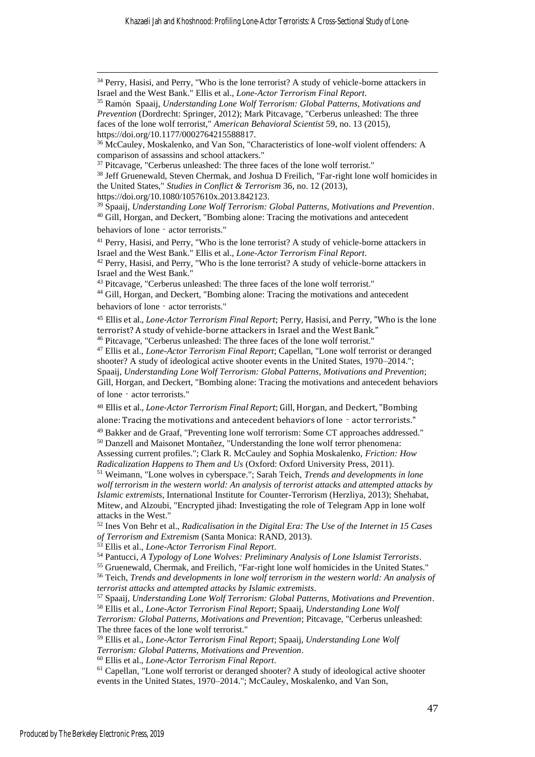[34] Perry, Hasisi, and Perry, "Who is the lone terrorist? A study of vehicle-borne attackers in Israel and the West Bank." Ellis et al., *Lone-Actor Terrorism Final Report*.

[35] Ramón Spaaij, *Understanding Lone Wolf Terrorism: Global Patterns, Motivations and Prevention* (Dordrecht: Springer, 2012); Mark Pitcavage, "Cerberus unleashed: The three faces of the lone wolf terrorist," *American Behavioral Scientist* 59, no. 13 (2015), https://doi.org/10.1177/0002764215588817.

[36] McCauley, Moskalenko, and Van Son, "Characteristics of lone-wolf violent offenders: A comparison of assassins and school attackers."

[37] Pitcavage, "Cerberus unleashed: The three faces of the lone wolf terrorist."

[38] Jeff Gruenewald, Steven Chermak, and Joshua D Freilich, "Far-right lone wolf homicides in the United States," *Studies in Conflict & Terrorism* 36, no. 12 (2013), https://doi.org/10.1080/1057610x.2013.842123.

[39] Spaaij, *Understanding Lone Wolf Terrorism: Global Patterns, Motivations and Prevention*.

[40] Gill, Horgan, and Deckert, "Bombing alone: Tracing the motivations and antecedent behaviors of lone‐actor terrorists."

[41] Perry, Hasisi, and Perry, "Who is the lone terrorist? A study of vehicle-borne attackers in Israel and the West Bank." Ellis et al., *Lone-Actor Terrorism Final Report*.

[42] Perry, Hasisi, and Perry, "Who is the lone terrorist? A study of vehicle-borne attackers in Israel and the West Bank."

[43] Pitcavage, "Cerberus unleashed: The three faces of the lone wolf terrorist."

[44] Gill, Horgan, and Deckert, "Bombing alone: Tracing the motivations and antecedent behaviors of lone‐actor terrorists."

[45] Ellis et al., *Lone-Actor Terrorism Final Report*; Perry, Hasisi, and Perry, "Who is the lone terrorist? A study of vehicle-borne attackers in Israel and the West Bank."

[46] Pitcavage, "Cerberus unleashed: The three faces of the lone wolf terrorist."

[47] Ellis et al., *Lone-Actor Terrorism Final Report*; Capellan, "Lone wolf terrorist or deranged shooter? A study of ideological active shooter events in the United States, 1970–2014."; Spaaij, *Understanding Lone Wolf Terrorism: Global Patterns, Motivations and Prevention*; Gill, Horgan, and Deckert, "Bombing alone: Tracing the motivations and antecedent behaviors of lone‐actor terrorists."

[48] Ellis et al., *Lone-Actor Terrorism Final Report*; Gill, Horgan, and Deckert, "Bombing alone: Tracing the motivations and antecedent behaviors of lone‐actor terrorists."

[49] Bakker and de Graaf, "Preventing lone wolf terrorism: Some CT approaches addressed."

[50] Danzell and Maisonet Montañez, "Understanding the lone wolf terror phenomena: Assessing current profiles."; Clark R. McCauley and Sophia Moskalenko, *Friction: How Radicalization Happens to Them and Us* (Oxford: Oxford University Press, 2011).

[51] Weimann, "Lone wolves in cyberspace."; Sarah Teich, *Trends and developments in lone wolf terrorism in the western world: An analysis of terrorist attacks and attempted attacks by Islamic extremists*, International Institute for Counter-Terrorism (Herzliya, 2013); Shehabat, Mitew, and Alzoubi, "Encrypted jihad: Investigating the role of Telegram App in lone wolf attacks in the West."

[52] Ines Von Behr et al., *Radicalisation in the Digital Era: The Use of the Internet in 15 Cases of Terrorism and Extremism* (Santa Monica: RAND, 2013).

[53] Ellis et al., *Lone-Actor Terrorism Final Report*.

[54] Pantucci, *A Typology of Lone Wolves: Preliminary Analysis of Lone Islamist Terrorists*.

[55] Gruenewald, Chermak, and Freilich, "Far-right lone wolf homicides in the United States."

[56] Teich, *Trends and developments in lone wolf terrorism in the western world: An analysis of terrorist attacks and attempted attacks by Islamic extremists*.

[57] Spaaij, *Understanding Lone Wolf Terrorism: Global Patterns, Motivations and Prevention*.

[58] Ellis et al., *Lone-Actor Terrorism Final Report*; Spaaij, *Understanding Lone Wolf Terrorism: Global Patterns, Motivations and Prevention*; Pitcavage, "Cerberus unleashed: The three faces of the lone wolf terrorist."

[59] Ellis et al., *Lone-Actor Terrorism Final Report*; Spaaij, *Understanding Lone Wolf Terrorism: Global Patterns, Motivations and Prevention*.

[60] Ellis et al., *Lone-Actor Terrorism Final Report*.

[61] Capellan, "Lone wolf terrorist or deranged shooter? A study of ideological active shooter events in the United States, 1970–2014."; McCauley, Moskalenko, and Van Son,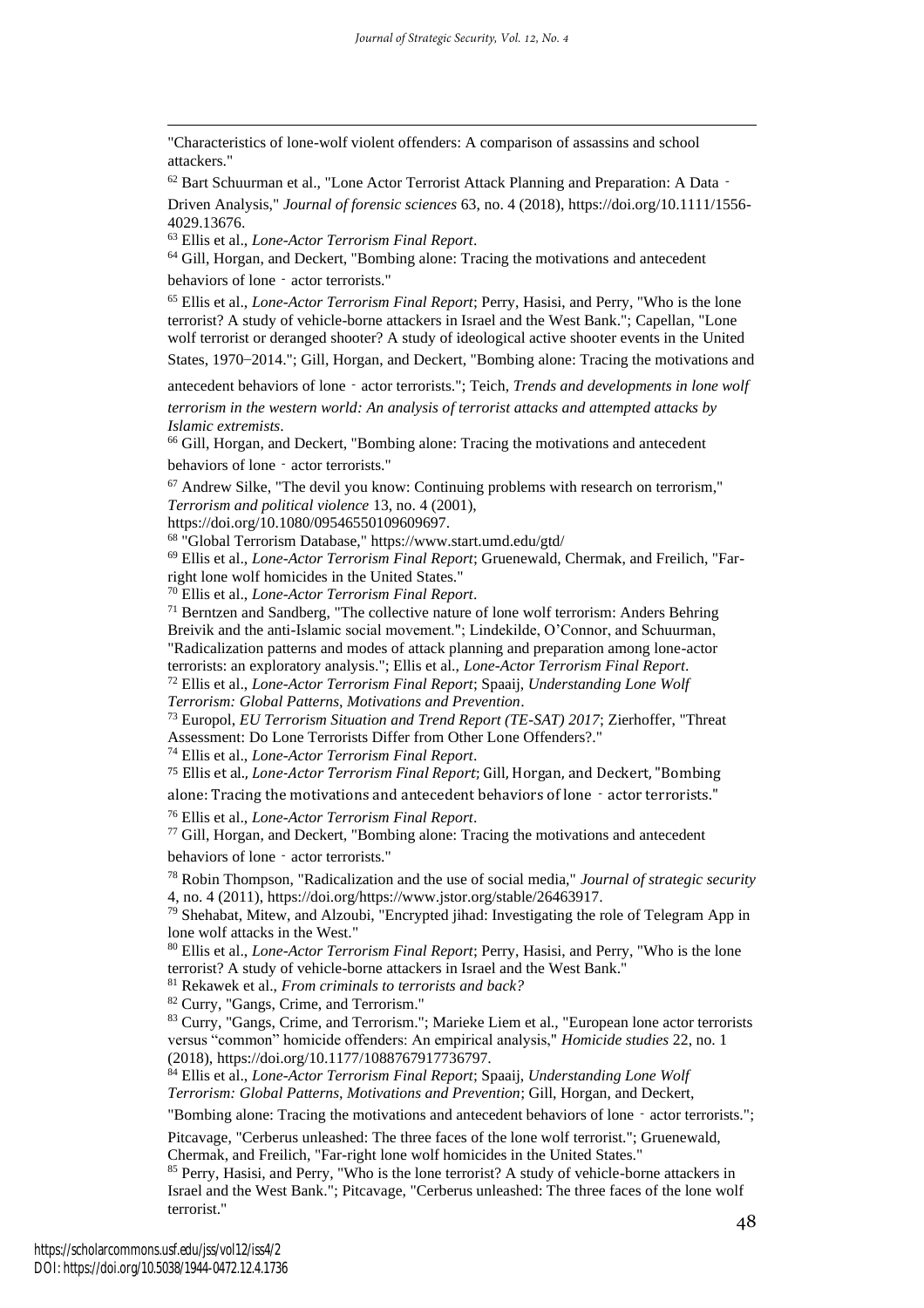"Characteristics of lone-wolf violent offenders: A comparison of assassins and school attackers."

[62] Bart Schuurman et al., "Lone Actor Terrorist Attack Planning and Preparation: A Data‐Driven Analysis," *Journal of forensic sciences* 63, no. 4 (2018), https://doi.org/10.1111/1556-4029.13676.

[63] Ellis et al., *Lone-Actor Terrorism Final Report*.

[64] Gill, Horgan, and Deckert, "Bombing alone: Tracing the motivations and antecedent behaviors of lone‐actor terrorists."

[65] Ellis et al., *Lone-Actor Terrorism Final Report*; Perry, Hasisi, and Perry, "Who is the lone terrorist? A study of vehicle-borne attackers in Israel and the West Bank."; Capellan, "Lone wolf terrorist or deranged shooter? A study of ideological active shooter events in the United States, 1970–2014."; Gill, Horgan, and Deckert, "Bombing alone: Tracing the motivations and antecedent behaviors of lone‐actor terrorists."; Teich, *Trends and developments in lone wolf terrorism in the western world: An analysis of terrorist attacks and attempted attacks by Islamic extremists*.

[66] Gill, Horgan, and Deckert, "Bombing alone: Tracing the motivations and antecedent behaviors of lone‐actor terrorists."

[67] Andrew Silke, "The devil you know: Continuing problems with research on terrorism," *Terrorism and political violence* 13, no. 4 (2001), https://doi.org/10.1080/09546550109609697.

[68] "Global Terrorism Database," https://www.start.umd.edu/gtd/

[69] Ellis et al., *Lone-Actor Terrorism Final Report*; Gruenewald, Chermak, and Freilich, "Far-right lone wolf homicides in the United States."

[70] Ellis et al., *Lone-Actor Terrorism Final Report*.

[71] Berntzen and Sandberg, "The collective nature of lone wolf terrorism: Anders Behring Breivik and the anti-Islamic social movement."; Lindekilde, O'Connor, and Schuurman, "Radicalization patterns and modes of attack planning and preparation among lone-actor terrorists: an exploratory analysis."; Ellis et al., *Lone-Actor Terrorism Final Report*.

[72] Ellis et al., *Lone-Actor Terrorism Final Report*; Spaaij, *Understanding Lone Wolf Terrorism: Global Patterns, Motivations and Prevention*.

[73] Europol, *EU Terrorism Situation and Trend Report (TE-SAT) 2017*; Zierhoffer, "Threat Assessment: Do Lone Terrorists Differ from Other Lone Offenders?."

[74] Ellis et al., *Lone-Actor Terrorism Final Report*.

[75] Ellis et al., *Lone-Actor Terrorism Final Report*; Gill, Horgan, and Deckert, "Bombing alone: Tracing the motivations and antecedent behaviors of lone‐actor terrorists."

[76] Ellis et al., *Lone-Actor Terrorism Final Report*.

[77] Gill, Horgan, and Deckert, "Bombing alone: Tracing the motivations and antecedent behaviors of lone‐actor terrorists."

[78] Robin Thompson, "Radicalization and the use of social media," *Journal of strategic security* 4, no. 4 (2011), https://doi.org/https://www.jstor.org/stable/26463917.

[79] Shehabat, Mitew, and Alzoubi, "Encrypted jihad: Investigating the role of Telegram App in lone wolf attacks in the West."

[80] Ellis et al., *Lone-Actor Terrorism Final Report*; Perry, Hasisi, and Perry, "Who is the lone terrorist? A study of vehicle-borne attackers in Israel and the West Bank."

[81] Rekawek et al., *From criminals to terrorists and back?*

[82] Curry, "Gangs, Crime, and Terrorism."

[83] Curry, "Gangs, Crime, and Terrorism."; Marieke Liem et al., "European lone actor terrorists versus "common" homicide offenders: An empirical analysis," *Homicide studies* 22, no. 1 (2018), https://doi.org/10.1177/1088767917736797.

[84] Ellis et al., *Lone-Actor Terrorism Final Report*; Spaaij, *Understanding Lone Wolf Terrorism: Global Patterns, Motivations and Prevention*; Gill, Horgan, and Deckert, "Bombing alone: Tracing the motivations and antecedent behaviors of lone‐actor terrorists."; Pitcavage, "Cerberus unleashed: The three faces of the lone wolf terrorist."; Gruenewald, Chermak, and Freilich, "Far-right lone wolf homicides in the United States."

[85] Perry, Hasisi, and Perry, "Who is the lone terrorist? A study of vehicle-borne attackers in Israel and the West Bank."; Pitcavage, "Cerberus unleashed: The three faces of the lone wolf terrorist."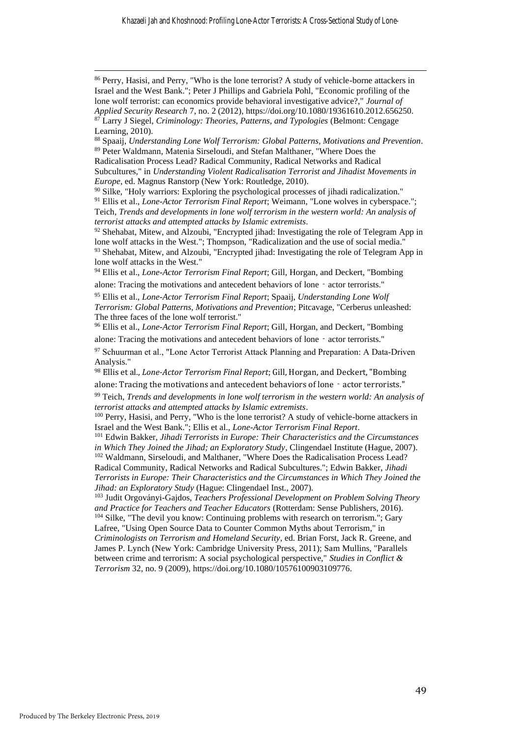[86] Perry, Hasisi, and Perry, "Who is the lone terrorist? A study of vehicle-borne attackers in Israel and the West Bank."; Peter J Phillips and Gabriela Pohl, "Economic profiling of the lone wolf terrorist: can economics provide behavioral investigative advice?," *Journal of Applied Security Research* 7, no. 2 (2012), https://doi.org/10.1080/19361610.2012.656250.

[87] Larry J Siegel, *Criminology: Theories, Patterns, and Typologies* (Belmont: Cengage Learning, 2010).

[88] Spaaij, *Understanding Lone Wolf Terrorism: Global Patterns, Motivations and Prevention*.

[89] Peter Waldmann, Matenia Sirseloudi, and Stefan Malthaner, "Where Does the Radicalisation Process Lead? Radical Community, Radical Networks and Radical Subcultures," in *Understanding Violent Radicalisation Terrorist and Jihadist Movements in Europe*, ed. Magnus Ranstorp (New York: Routledge, 2010).

[90] Silke, "Holy warriors: Exploring the psychological processes of jihadi radicalization."

[91] Ellis et al., *Lone-Actor Terrorism Final Report*; Weimann, "Lone wolves in cyberspace."; Teich, *Trends and developments in lone wolf terrorism in the western world: An analysis of terrorist attacks and attempted attacks by Islamic extremists*.

[92] Shehabat, Mitew, and Alzoubi, "Encrypted jihad: Investigating the role of Telegram App in lone wolf attacks in the West."; Thompson, "Radicalization and the use of social media."

[93] Shehabat, Mitew, and Alzoubi, "Encrypted jihad: Investigating the role of Telegram App in lone wolf attacks in the West."

[94] Ellis et al., *Lone-Actor Terrorism Final Report*; Gill, Horgan, and Deckert, "Bombing alone: Tracing the motivations and antecedent behaviors of lone‐actor terrorists."

[95] Ellis et al., *Lone-Actor Terrorism Final Report*; Spaaij, *Understanding Lone Wolf Terrorism: Global Patterns, Motivations and Prevention*; Pitcavage, "Cerberus unleashed: The three faces of the lone wolf terrorist."

[96] Ellis et al., *Lone-Actor Terrorism Final Report*; Gill, Horgan, and Deckert, "Bombing alone: Tracing the motivations and antecedent behaviors of lone‐actor terrorists."

[97] Schuurman et al., "Lone Actor Terrorist Attack Planning and Preparation: A Data-Driven Analysis."

[98] Ellis et al., *Lone-Actor Terrorism Final Report*; Gill, Horgan, and Deckert, "Bombing alone: Tracing the motivations and antecedent behaviors of lone‐actor terrorists."

[99] Teich, *Trends and developments in lone wolf terrorism in the western world: An analysis of terrorist attacks and attempted attacks by Islamic extremists*.

[100] Perry, Hasisi, and Perry, "Who is the lone terrorist? A study of vehicle-borne attackers in Israel and the West Bank."; Ellis et al., *Lone-Actor Terrorism Final Report*.

[101] Edwin Bakker, *Jihadi Terrorists in Europe: Their Characteristics and the Circumstances in Which They Joined the Jihad; an Exploratory Study*, Clingendael Institute (Hague, 2007).

[102] Waldmann, Sirseloudi, and Malthaner, "Where Does the Radicalisation Process Lead? Radical Community, Radical Networks and Radical Subcultures."; Edwin Bakker, *Jihadi Terrorists in Europe: Their Characteristics and the Circumstances in Which They Joined the Jihad: an Exploratory Study* (Hague: Clingendael Inst., 2007).

[103] Judit Orgoványi-Gajdos, *Teachers Professional Development on Problem Solving Theory and Practice for Teachers and Teacher Educators* (Rotterdam: Sense Publishers, 2016).

[104] Silke, "The devil you know: Continuing problems with research on terrorism."; Gary Lafree, "Using Open Source Data to Counter Common Myths about Terrorism," in *Criminologists on Terrorism and Homeland Security*, ed. Brian Forst, Jack R. Greene, and James P. Lynch (New York: Cambridge University Press, 2011); Sam Mullins, "Parallels between crime and terrorism: A social psychological perspective," *Studies in Conflict & Terrorism* 32, no. 9 (2009), https://doi.org/10.1080/10576100903109776.